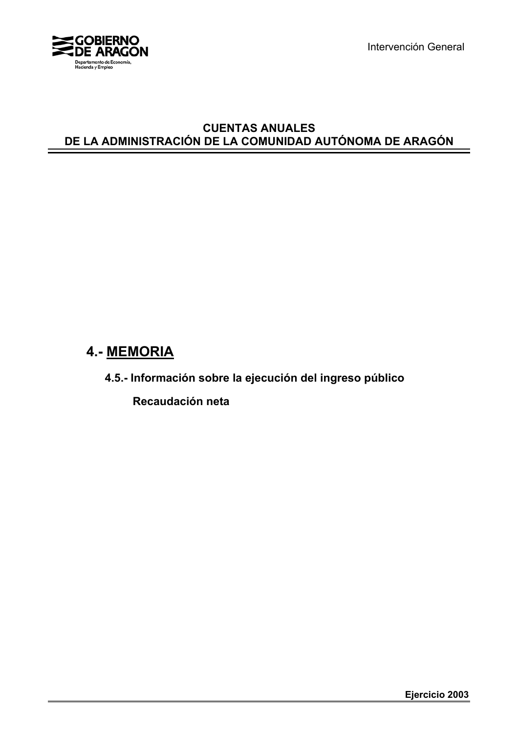GOBIERNO DE ARAGON

Departamento de Economía, Hacienda y Empleo

Intervención General

# CUENTAS ANUALES
# DE LA ADMINISTRACIÓN DE LA COMUNIDAD AUTÓNOMA DE ARAGÓN

## 4.- MEMORIA

### 4.5.- Información sobre la ejecución del ingreso público

#### Recaudación neta

**Ejercicio 2003**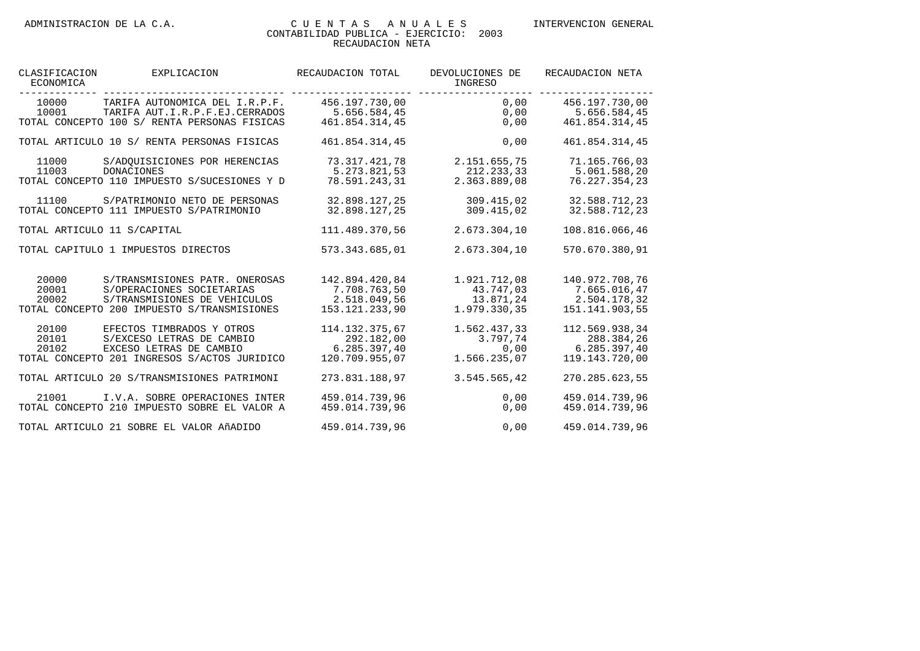ADMINISTRACION DE LA C.A. — CUENTAS ANUALES — INTERVENCION GENERAL

CONTABILIDAD PUBLICA - EJERCICIO: 2003

RECAUDACION NETA

| CLASIFICACION ECONOMICA | EXPLICACION | RECAUDACION TOTAL | DEVOLUCIONES DE INGRESO | RECAUDACION NETA |
|---|---|---|---|---|
| 10000 | TARIFA AUTONOMICA DEL I.R.P.F. | 456.197.730,00 | 0,00 | 456.197.730,00 |
| 10001 | TARIFA AUT.I.R.P.F.EJ.CERRADOS | 5.656.584,45 | 0,00 | 5.656.584,45 |
| TOTAL CONCEPTO 100 S/ RENTA PERSONAS FISICAS | | 461.854.314,45 | 0,00 | 461.854.314,45 |
| TOTAL ARTICULO 10 S/ RENTA PERSONAS FISICAS | | 461.854.314,45 | 0,00 | 461.854.314,45 |
| 11000 | S/ADQUISICIONES POR HERENCIAS | 73.317.421,78 | 2.151.655,75 | 71.165.766,03 |
| 11003 | DONACIONES | 5.273.821,53 | 212.233,33 | 5.061.588,20 |
| TOTAL CONCEPTO 110 IMPUESTO S/SUCESIONES Y D | | 78.591.243,31 | 2.363.889,08 | 76.227.354,23 |
| 11100 | S/PATRIMONIO NETO DE PERSONAS | 32.898.127,25 | 309.415,02 | 32.588.712,23 |
| TOTAL CONCEPTO 111 IMPUESTO S/PATRIMONIO | | 32.898.127,25 | 309.415,02 | 32.588.712,23 |
| TOTAL ARTICULO 11 S/CAPITAL | | 111.489.370,56 | 2.673.304,10 | 108.816.066,46 |
| TOTAL CAPITULO 1 IMPUESTOS DIRECTOS | | 573.343.685,01 | 2.673.304,10 | 570.670.380,91 |
| 20000 | S/TRANSMISIONES PATR. ONEROSAS | 142.894.420,84 | 1.921.712,08 | 140.972.708,76 |
| 20001 | S/OPERACIONES SOCIETARIAS | 7.708.763,50 | 43.747,03 | 7.665.016,47 |
| 20002 | S/TRANSMISIONES DE VEHICULOS | 2.518.049,56 | 13.871,24 | 2.504.178,32 |
| TOTAL CONCEPTO 200 IMPUESTO S/TRANSMISIONES | | 153.121.233,90 | 1.979.330,35 | 151.141.903,55 |
| 20100 | EFECTOS TIMBRADOS Y OTROS | 114.132.375,67 | 1.562.437,33 | 112.569.938,34 |
| 20101 | S/EXCESO LETRAS DE CAMBIO | 292.182,00 | 3.797,74 | 288.384,26 |
| 20102 | EXCESO LETRAS DE CAMBIO | 6.285.397,40 | 0,00 | 6.285.397,40 |
| TOTAL CONCEPTO 201 INGRESOS S/ACTOS JURIDICO | | 120.709.955,07 | 1.566.235,07 | 119.143.720,00 |
| TOTAL ARTICULO 20 S/TRANSMISIONES PATRIMONI | | 273.831.188,97 | 3.545.565,42 | 270.285.623,55 |
| 21001 | I.V.A. SOBRE OPERACIONES INTER | 459.014.739,96 | 0,00 | 459.014.739,96 |
| TOTAL CONCEPTO 210 IMPUESTO SOBRE EL VALOR A | | 459.014.739,96 | 0,00 | 459.014.739,96 |
| TOTAL ARTICULO 21 SOBRE EL VALOR AñADIDO | | 459.014.739,96 | 0,00 | 459.014.739,96 |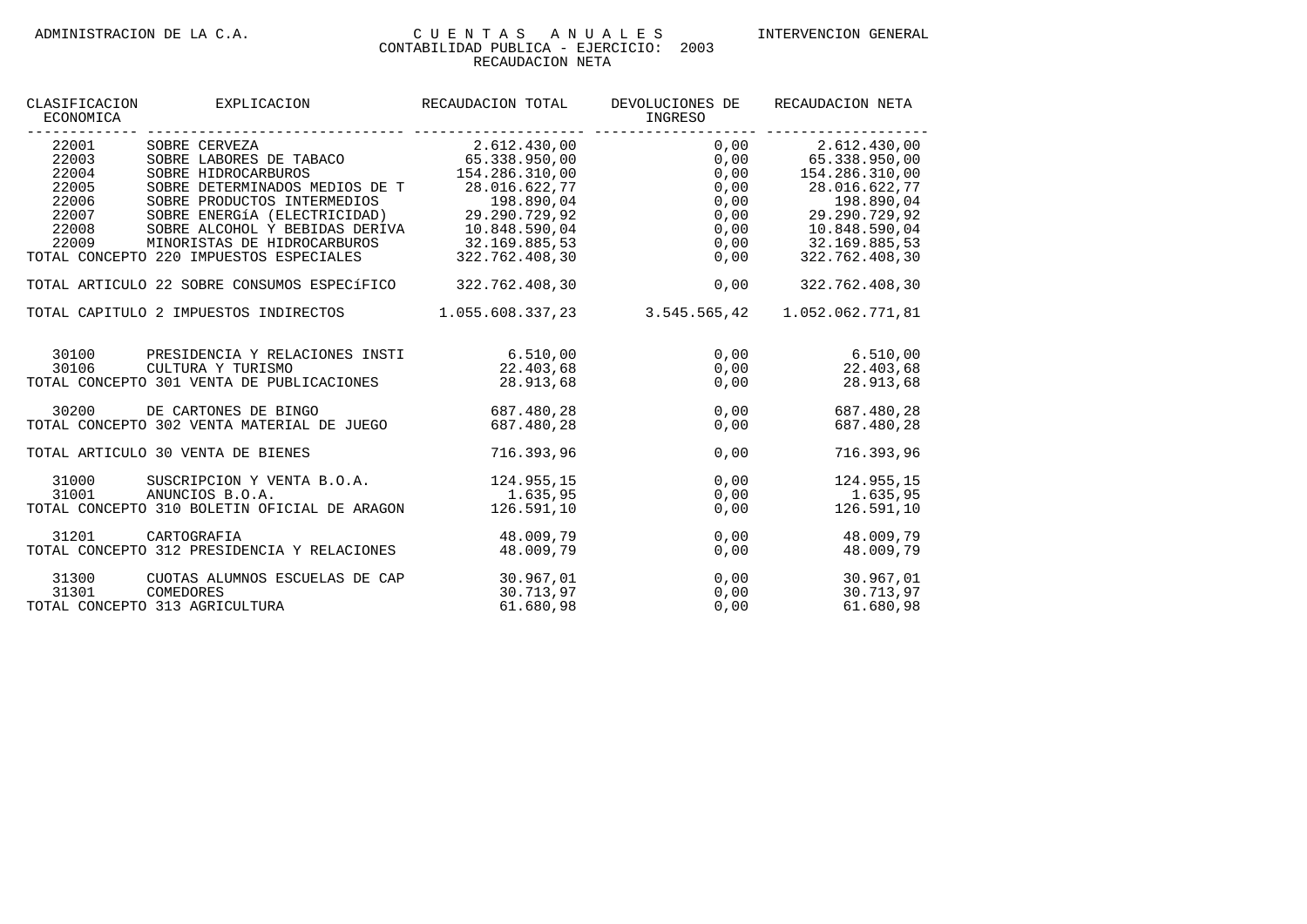| CLASIFICACION ECONOMICA | EXPLICACION | RECAUDACION TOTAL | DEVOLUCIONES DE INGRESO | RECAUDACION NETA |
|---|---|---|---|---|
| 22001 | SOBRE CERVEZA | 2.612.430,00 | 0,00 | 2.612.430,00 |
| 22003 | SOBRE LABORES DE TABACO | 65.338.950,00 | 0,00 | 65.338.950,00 |
| 22004 | SOBRE HIDROCARBUROS | 154.286.310,00 | 0,00 | 154.286.310,00 |
| 22005 | SOBRE DETERMINADOS MEDIOS DE T | 28.016.622,77 | 0,00 | 28.016.622,77 |
| 22006 | SOBRE PRODUCTOS INTERMEDIOS | 198.890,04 | 0,00 | 198.890,04 |
| 22007 | SOBRE ENERGíA (ELECTRICIDAD) | 29.290.729,92 | 0,00 | 29.290.729,92 |
| 22008 | SOBRE ALCOHOL Y BEBIDAS DERIVA | 10.848.590,04 | 0,00 | 10.848.590,04 |
| 22009 | MINORISTAS DE HIDROCARBUROS | 32.169.885,53 | 0,00 | 32.169.885,53 |
| TOTAL CONCEPTO 220 IMPUESTOS ESPECIALES | | 322.762.408,30 | 0,00 | 322.762.408,30 |
| TOTAL ARTICULO 22 SOBRE CONSUMOS ESPECíFICO | | 322.762.408,30 | 0,00 | 322.762.408,30 |
| TOTAL CAPITULO 2 IMPUESTOS INDIRECTOS | | 1.055.608.337,23 | 3.545.565,42 | 1.052.062.771,81 |
| 30100 | PRESIDENCIA Y RELACIONES INSTI | 6.510,00 | 0,00 | 6.510,00 |
| 30106 | CULTURA Y TURISMO | 22.403,68 | 0,00 | 22.403,68 |
| TOTAL CONCEPTO 301 VENTA DE PUBLICACIONES | | 28.913,68 | 0,00 | 28.913,68 |
| 30200 | DE CARTONES DE BINGO | 687.480,28 | 0,00 | 687.480,28 |
| TOTAL CONCEPTO 302 VENTA MATERIAL DE JUEGO | | 687.480,28 | 0,00 | 687.480,28 |
| TOTAL ARTICULO 30 VENTA DE BIENES | | 716.393,96 | 0,00 | 716.393,96 |
| 31000 | SUSCRIPCION Y VENTA B.O.A. | 124.955,15 | 0,00 | 124.955,15 |
| 31001 | ANUNCIOS B.O.A. | 1.635,95 | 0,00 | 1.635,95 |
| TOTAL CONCEPTO 310 BOLETIN OFICIAL DE ARAGON | | 126.591,10 | 0,00 | 126.591,10 |
| 31201 | CARTOGRAFIA | 48.009,79 | 0,00 | 48.009,79 |
| TOTAL CONCEPTO 312 PRESIDENCIA Y RELACIONES | | 48.009,79 | 0,00 | 48.009,79 |
| 31300 | CUOTAS ALUMNOS ESCUELAS DE CAP | 30.967,01 | 0,00 | 30.967,01 |
| 31301 | COMEDORES | 30.713,97 | 0,00 | 30.713,97 |
| TOTAL CONCEPTO 313 AGRICULTURA | | 61.680,98 | 0,00 | 61.680,98 |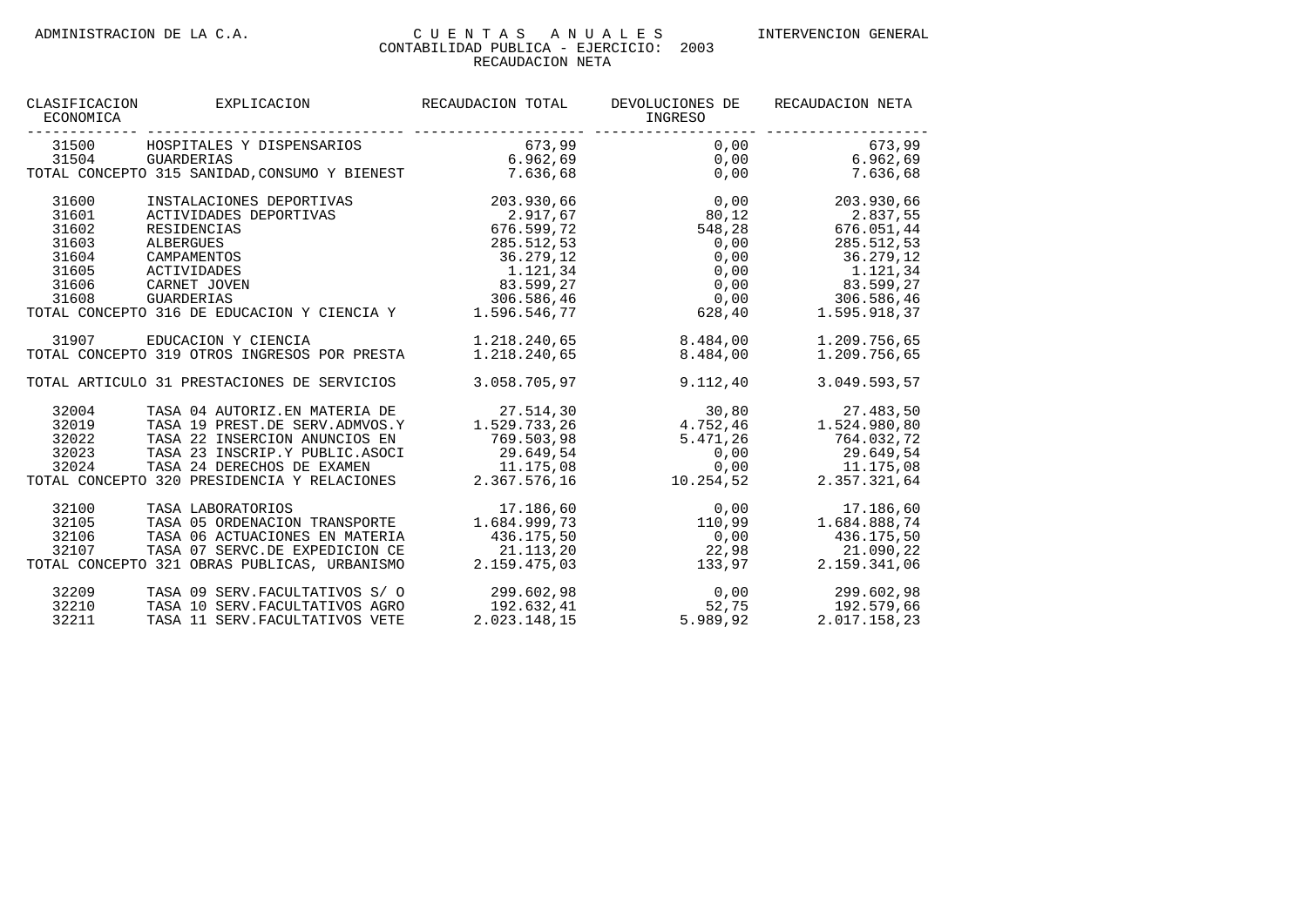ADMINISTRACION DE LA C.A.

# C U E N T A S   A N U A L E S

INTERVENCION GENERAL

CONTABILIDAD PUBLICA - EJERCICIO: 2003

RECAUDACION NETA

| CLASIFICACION ECONOMICA | EXPLICACION | RECAUDACION TOTAL | DEVOLUCIONES DE INGRESO | RECAUDACION NETA |
|---|---|---|---|---|
| 31500 | HOSPITALES Y DISPENSARIOS | 673,99 | 0,00 | 673,99 |
| 31504 | GUARDERIAS | 6.962,69 | 0,00 | 6.962,69 |
| TOTAL CONCEPTO 315 SANIDAD,CONSUMO Y BIENEST | | 7.636,68 | 0,00 | 7.636,68 |
| 31600 | INSTALACIONES DEPORTIVAS | 203.930,66 | 0,00 | 203.930,66 |
| 31601 | ACTIVIDADES DEPORTIVAS | 2.917,67 | 80,12 | 2.837,55 |
| 31602 | RESIDENCIAS | 676.599,72 | 548,28 | 676.051,44 |
| 31603 | ALBERGUES | 285.512,53 | 0,00 | 285.512,53 |
| 31604 | CAMPAMENTOS | 36.279,12 | 0,00 | 36.279,12 |
| 31605 | ACTIVIDADES | 1.121,34 | 0,00 | 1.121,34 |
| 31606 | CARNET JOVEN | 83.599,27 | 0,00 | 83.599,27 |
| 31608 | GUARDERIAS | 306.586,46 | 0,00 | 306.586,46 |
| TOTAL CONCEPTO 316 DE EDUCACION Y CIENCIA Y | | 1.596.546,77 | 628,40 | 1.595.918,37 |
| 31907 | EDUCACION Y CIENCIA | 1.218.240,65 | 8.484,00 | 1.209.756,65 |
| TOTAL CONCEPTO 319 OTROS INGRESOS POR PRESTA | | 1.218.240,65 | 8.484,00 | 1.209.756,65 |
| TOTAL ARTICULO 31 PRESTACIONES DE SERVICIOS | | 3.058.705,97 | 9.112,40 | 3.049.593,57 |
| 32004 | TASA 04 AUTORIZ.EN MATERIA DE | 27.514,30 | 30,80 | 27.483,50 |
| 32019 | TASA 19 PREST.DE SERV.ADMVOS.Y | 1.529.733,26 | 4.752,46 | 1.524.980,80 |
| 32022 | TASA 22 INSERCION ANUNCIOS EN | 769.503,98 | 5.471,26 | 764.032,72 |
| 32023 | TASA 23 INSCRIP.Y PUBLIC.ASOCI | 29.649,54 | 0,00 | 29.649,54 |
| 32024 | TASA 24 DERECHOS DE EXAMEN | 11.175,08 | 0,00 | 11.175,08 |
| TOTAL CONCEPTO 320 PRESIDENCIA Y RELACIONES | | 2.367.576,16 | 10.254,52 | 2.357.321,64 |
| 32100 | TASA LABORATORIOS | 17.186,60 | 0,00 | 17.186,60 |
| 32105 | TASA 05 ORDENACION TRANSPORTE | 1.684.999,73 | 110,99 | 1.684.888,74 |
| 32106 | TASA 06 ACTUACIONES EN MATERIA | 436.175,50 | 0,00 | 436.175,50 |
| 32107 | TASA 07 SERVC.DE EXPEDICION CE | 21.113,20 | 22,98 | 21.090,22 |
| TOTAL CONCEPTO 321 OBRAS PUBLICAS, URBANISMO | | 2.159.475,03 | 133,97 | 2.159.341,06 |
| 32209 | TASA 09 SERV.FACULTATIVOS S/ O | 299.602,98 | 0,00 | 299.602,98 |
| 32210 | TASA 10 SERV.FACULTATIVOS AGRO | 192.632,41 | 52,75 | 192.579,66 |
| 32211 | TASA 11 SERV.FACULTATIVOS VETE | 2.023.148,15 | 5.989,92 | 2.017.158,23 |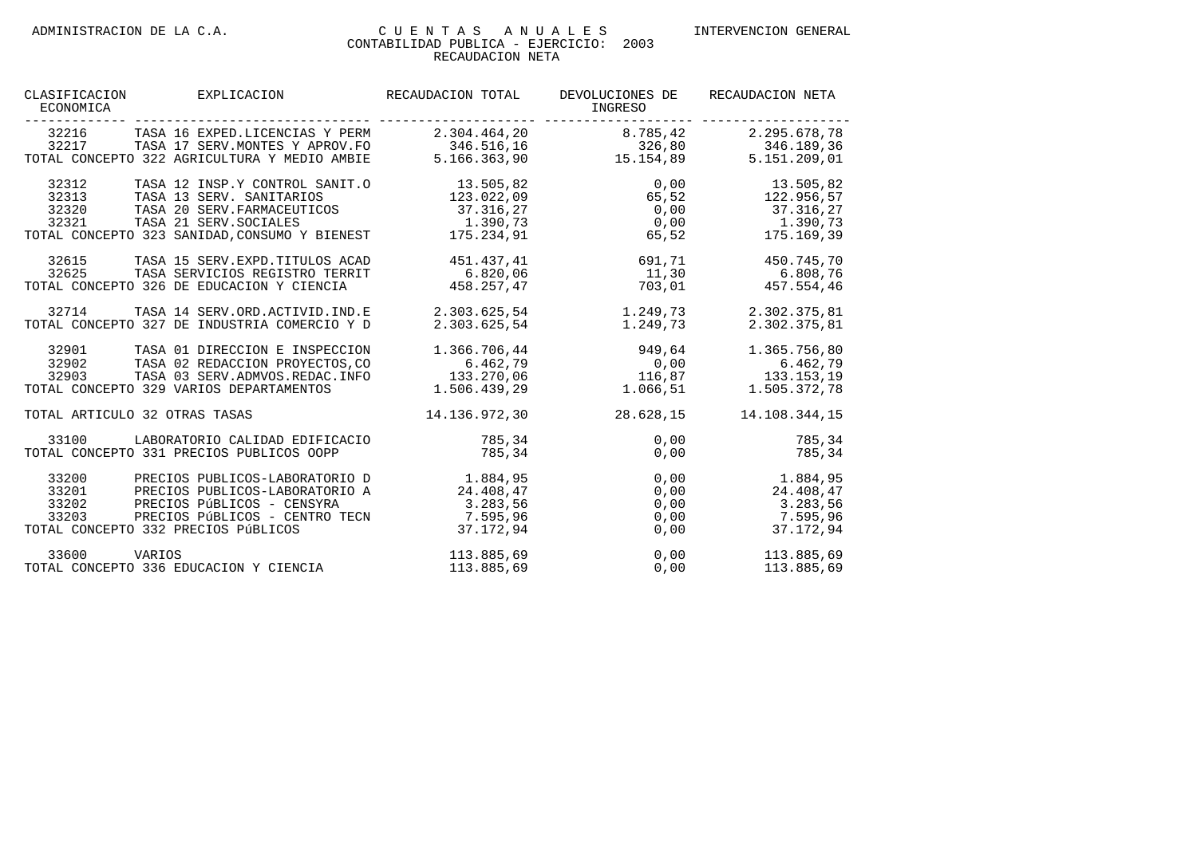ADMINISTRACION DE LA C.A. — CUENTAS ANUALES — INTERVENCION GENERAL

CONTABILIDAD PUBLICA - EJERCICIO: 2003

RECAUDACION NETA

| CLASIFICACION ECONOMICA | EXPLICACION | RECAUDACION TOTAL | DEVOLUCIONES DE INGRESO | RECAUDACION NETA |
|---|---|---|---|---|
| 32216 | TASA 16 EXPED.LICENCIAS Y PERM | 2.304.464,20 | 8.785,42 | 2.295.678,78 |
| 32217 | TASA 17 SERV.MONTES Y APROV.FO | 346.516,16 | 326,80 | 346.189,36 |
| TOTAL CONCEPTO 322 AGRICULTURA Y MEDIO AMBIE | | 5.166.363,90 | 15.154,89 | 5.151.209,01 |
| 32312 | TASA 12 INSP.Y CONTROL SANIT.O | 13.505,82 | 0,00 | 13.505,82 |
| 32313 | TASA 13 SERV. SANITARIOS | 123.022,09 | 65,52 | 122.956,57 |
| 32320 | TASA 20 SERV.FARMACEUTICOS | 37.316,27 | 0,00 | 37.316,27 |
| 32321 | TASA 21 SERV.SOCIALES | 1.390,73 | 0,00 | 1.390,73 |
| TOTAL CONCEPTO 323 SANIDAD,CONSUMO Y BIENEST | | 175.234,91 | 65,52 | 175.169,39 |
| 32615 | TASA 15 SERV.EXPD.TITULOS ACAD | 451.437,41 | 691,71 | 450.745,70 |
| 32625 | TASA SERVICIOS REGISTRO TERRIT | 6.820,06 | 11,30 | 6.808,76 |
| TOTAL CONCEPTO 326 DE EDUCACION Y CIENCIA | | 458.257,47 | 703,01 | 457.554,46 |
| 32714 | TASA 14 SERV.ORD.ACTIVID.IND.E | 2.303.625,54 | 1.249,73 | 2.302.375,81 |
| TOTAL CONCEPTO 327 DE INDUSTRIA COMERCIO Y D | | 2.303.625,54 | 1.249,73 | 2.302.375,81 |
| 32901 | TASA 01 DIRECCION E INSPECCION | 1.366.706,44 | 949,64 | 1.365.756,80 |
| 32902 | TASA 02 REDACCION PROYECTOS,CO | 6.462,79 | 0,00 | 6.462,79 |
| 32903 | TASA 03 SERV.ADMVOS.REDAC.INFO | 133.270,06 | 116,87 | 133.153,19 |
| TOTAL CONCEPTO 329 VARIOS DEPARTAMENTOS | | 1.506.439,29 | 1.066,51 | 1.505.372,78 |
| TOTAL ARTICULO 32 OTRAS TASAS | | 14.136.972,30 | 28.628,15 | 14.108.344,15 |
| 33100 | LABORATORIO CALIDAD EDIFICACIO | 785,34 | 0,00 | 785,34 |
| TOTAL CONCEPTO 331 PRECIOS PUBLICOS OOPP | | 785,34 | 0,00 | 785,34 |
| 33200 | PRECIOS PUBLICOS-LABORATORIO D | 1.884,95 | 0,00 | 1.884,95 |
| 33201 | PRECIOS PUBLICOS-LABORATORIO A | 24.408,47 | 0,00 | 24.408,47 |
| 33202 | PRECIOS PúBLICOS - CENSYRA | 3.283,56 | 0,00 | 3.283,56 |
| 33203 | PRECIOS PúBLICOS - CENTRO TECN | 7.595,96 | 0,00 | 7.595,96 |
| TOTAL CONCEPTO 332 PRECIOS PúBLICOS | | 37.172,94 | 0,00 | 37.172,94 |
| 33600 | VARIOS | 113.885,69 | 0,00 | 113.885,69 |
| TOTAL CONCEPTO 336 EDUCACION Y CIENCIA | | 113.885,69 | 0,00 | 113.885,69 |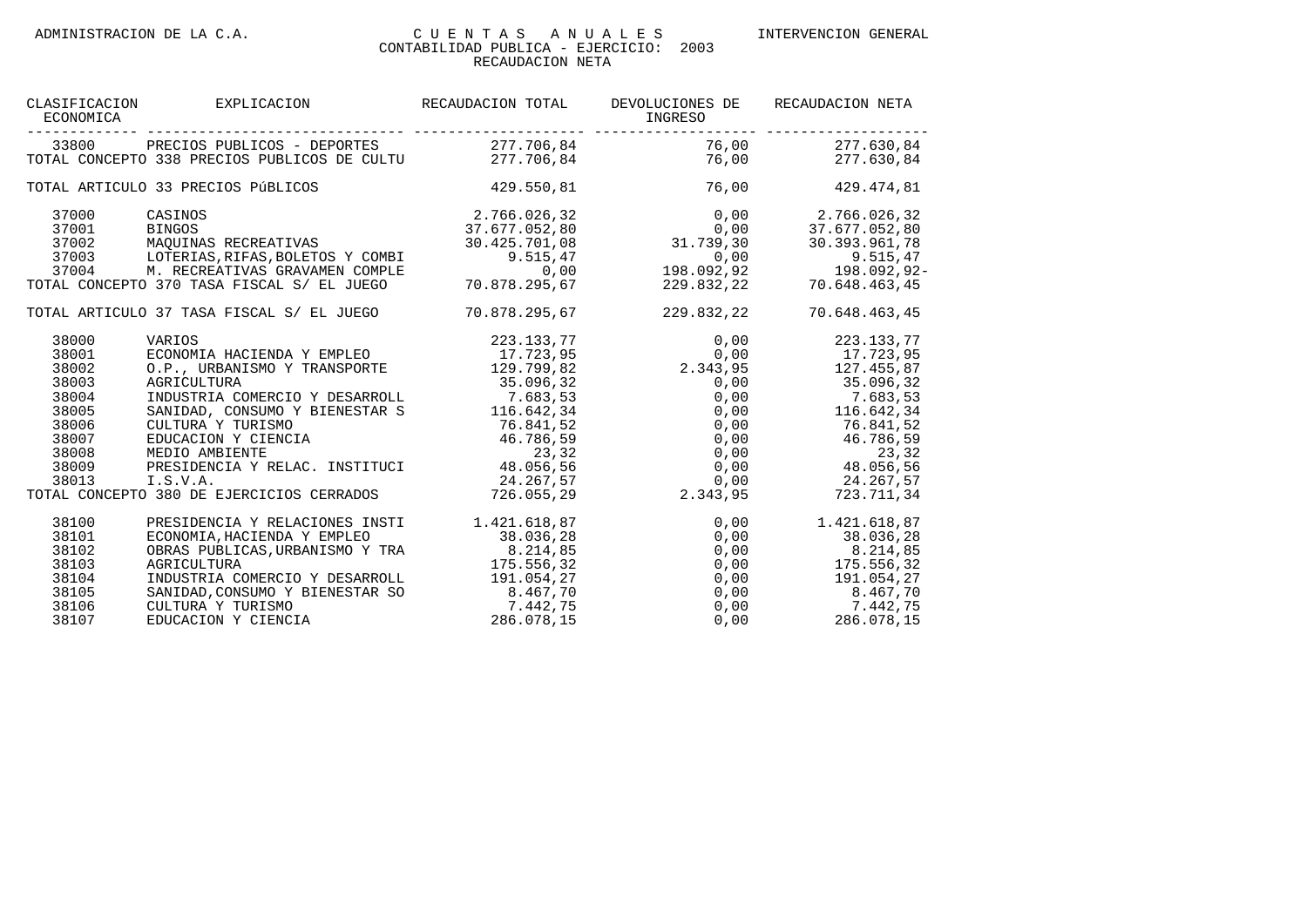| CLASIFICACION ECONOMICA | EXPLICACION | RECAUDACION TOTAL | DEVOLUCIONES DE INGRESO | RECAUDACION NETA |
|---|---|---|---|---|
| 33800 | PRECIOS PUBLICOS - DEPORTES | 277.706,84 | 76,00 | 277.630,84 |
| TOTAL CONCEPTO 338 PRECIOS PUBLICOS DE CULTU | | 277.706,84 | 76,00 | 277.630,84 |
| TOTAL ARTICULO 33 PRECIOS PúBLICOS | | 429.550,81 | 76,00 | 429.474,81 |
| 37000 | CASINOS | 2.766.026,32 | 0,00 | 2.766.026,32 |
| 37001 | BINGOS | 37.677.052,80 | 0,00 | 37.677.052,80 |
| 37002 | MAQUINAS RECREATIVAS | 30.425.701,08 | 31.739,30 | 30.393.961,78 |
| 37003 | LOTERIAS,RIFAS,BOLETOS Y COMBI | 9.515,47 | 0,00 | 9.515,47 |
| 37004 | M. RECREATIVAS GRAVAMEN COMPLE | 0,00 | 198.092,92 | 198.092,92- |
| TOTAL CONCEPTO 370 TASA FISCAL S/ EL JUEGO | | 70.878.295,67 | 229.832,22 | 70.648.463,45 |
| TOTAL ARTICULO 37 TASA FISCAL S/ EL JUEGO | | 70.878.295,67 | 229.832,22 | 70.648.463,45 |
| 38000 | VARIOS | 223.133,77 | 0,00 | 223.133,77 |
| 38001 | ECONOMIA HACIENDA Y EMPLEO | 17.723,95 | 0,00 | 17.723,95 |
| 38002 | O.P., URBANISMO Y TRANSPORTE | 129.799,82 | 2.343,95 | 127.455,87 |
| 38003 | AGRICULTURA | 35.096,32 | 0,00 | 35.096,32 |
| 38004 | INDUSTRIA COMERCIO Y DESARROLL | 7.683,53 | 0,00 | 7.683,53 |
| 38005 | SANIDAD, CONSUMO Y BIENESTAR S | 116.642,34 | 0,00 | 116.642,34 |
| 38006 | CULTURA Y TURISMO | 76.841,52 | 0,00 | 76.841,52 |
| 38007 | EDUCACION Y CIENCIA | 46.786,59 | 0,00 | 46.786,59 |
| 38008 | MEDIO AMBIENTE | 23,32 | 0,00 | 23,32 |
| 38009 | PRESIDENCIA Y RELAC. INSTITUCI | 48.056,56 | 0,00 | 48.056,56 |
| 38013 | I.S.V.A. | 24.267,57 | 0,00 | 24.267,57 |
| TOTAL CONCEPTO 380 DE EJERCICIOS CERRADOS | | 726.055,29 | 2.343,95 | 723.711,34 |
| 38100 | PRESIDENCIA Y RELACIONES INSTI | 1.421.618,87 | 0,00 | 1.421.618,87 |
| 38101 | ECONOMIA,HACIENDA Y EMPLEO | 38.036,28 | 0,00 | 38.036,28 |
| 38102 | OBRAS PUBLICAS,URBANISMO Y TRA | 8.214,85 | 0,00 | 8.214,85 |
| 38103 | AGRICULTURA | 175.556,32 | 0,00 | 175.556,32 |
| 38104 | INDUSTRIA COMERCIO Y DESARROLL | 191.054,27 | 0,00 | 191.054,27 |
| 38105 | SANIDAD,CONSUMO Y BIENESTAR SO | 8.467,70 | 0,00 | 8.467,70 |
| 38106 | CULTURA Y TURISMO | 7.442,75 | 0,00 | 7.442,75 |
| 38107 | EDUCACION Y CIENCIA | 286.078,15 | 0,00 | 286.078,15 |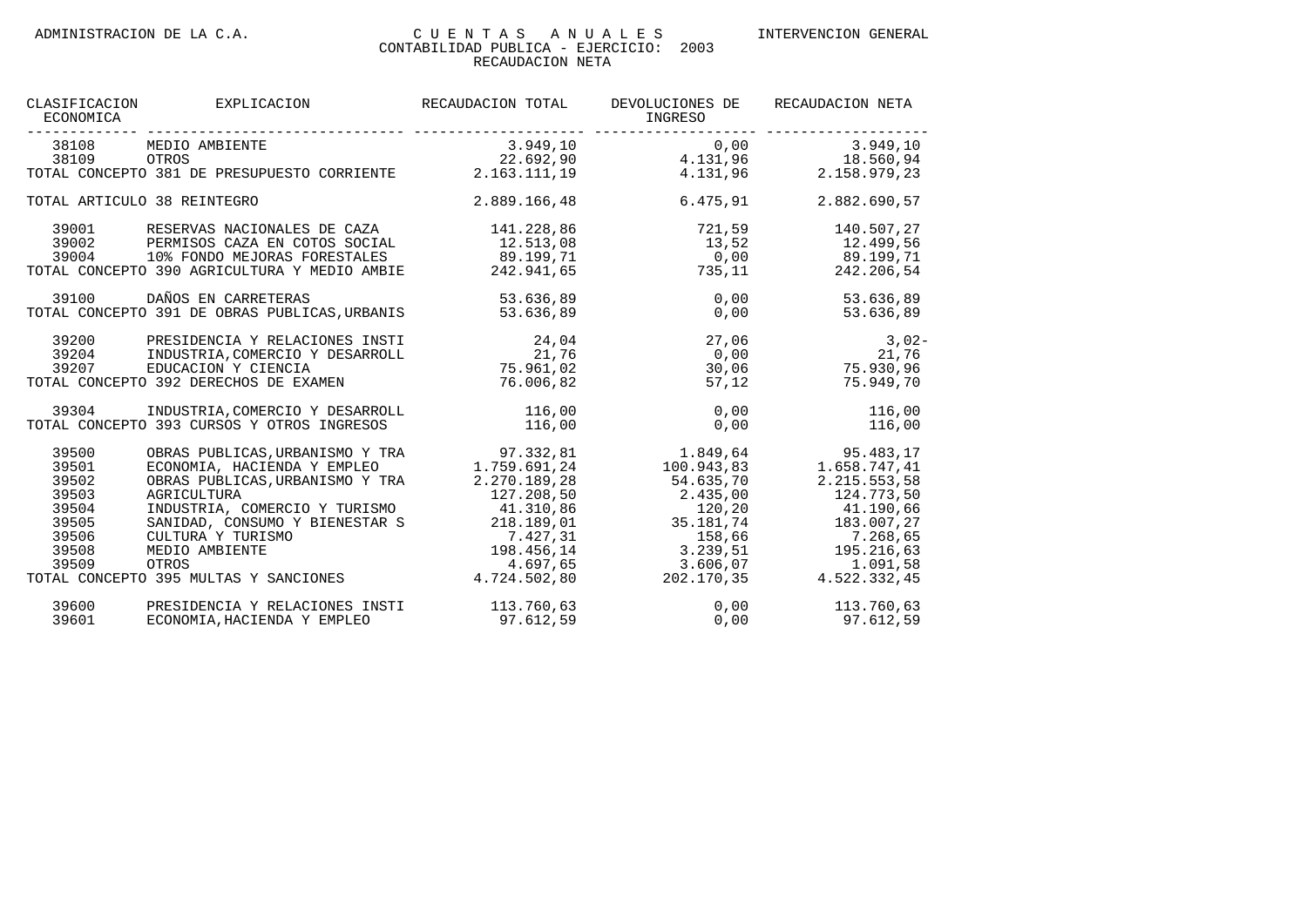ADMINISTRACION DE LA C.A. — CUENTAS ANUALES — INTERVENCION GENERAL

CONTABILIDAD PUBLICA - EJERCICIO: 2003

RECAUDACION NETA

| CLASIFICACION ECONOMICA | EXPLICACION | RECAUDACION TOTAL | DEVOLUCIONES DE INGRESO | RECAUDACION NETA |
|---|---|---|---|---|
| 38108 | MEDIO AMBIENTE | 3.949,10 | 0,00 | 3.949,10 |
| 38109 | OTROS | 22.692,90 | 4.131,96 | 18.560,94 |
| TOTAL CONCEPTO 381 DE PRESUPUESTO CORRIENTE | | 2.163.111,19 | 4.131,96 | 2.158.979,23 |
| TOTAL ARTICULO 38 REINTEGRO | | 2.889.166,48 | 6.475,91 | 2.882.690,57 |
| 39001 | RESERVAS NACIONALES DE CAZA | 141.228,86 | 721,59 | 140.507,27 |
| 39002 | PERMISOS CAZA EN COTOS SOCIAL | 12.513,08 | 13,52 | 12.499,56 |
| 39004 | 10% FONDO MEJORAS FORESTALES | 89.199,71 | 0,00 | 89.199,71 |
| TOTAL CONCEPTO 390 AGRICULTURA Y MEDIO AMBIE | | 242.941,65 | 735,11 | 242.206,54 |
| 39100 | DAÑOS EN CARRETERAS | 53.636,89 | 0,00 | 53.636,89 |
| TOTAL CONCEPTO 391 DE OBRAS PUBLICAS,URBANIS | | 53.636,89 | 0,00 | 53.636,89 |
| 39200 | PRESIDENCIA Y RELACIONES INSTI | 24,04 | 27,06 | 3,02- |
| 39204 | INDUSTRIA,COMERCIO Y DESARROLL | 21,76 | 0,00 | 21,76 |
| 39207 | EDUCACION Y CIENCIA | 75.961,02 | 30,06 | 75.930,96 |
| TOTAL CONCEPTO 392 DERECHOS DE EXAMEN | | 76.006,82 | 57,12 | 75.949,70 |
| 39304 | INDUSTRIA,COMERCIO Y DESARROLL | 116,00 | 0,00 | 116,00 |
| TOTAL CONCEPTO 393 CURSOS Y OTROS INGRESOS | | 116,00 | 0,00 | 116,00 |
| 39500 | OBRAS PUBLICAS,URBANISMO Y TRA | 97.332,81 | 1.849,64 | 95.483,17 |
| 39501 | ECONOMIA, HACIENDA Y EMPLEO | 1.759.691,24 | 100.943,83 | 1.658.747,41 |
| 39502 | OBRAS PUBLICAS,URBANISMO Y TRA | 2.270.189,28 | 54.635,70 | 2.215.553,58 |
| 39503 | AGRICULTURA | 127.208,50 | 2.435,00 | 124.773,50 |
| 39504 | INDUSTRIA, COMERCIO Y TURISMO | 41.310,86 | 120,20 | 41.190,66 |
| 39505 | SANIDAD, CONSUMO Y BIENESTAR S | 218.189,01 | 35.181,74 | 183.007,27 |
| 39506 | CULTURA Y TURISMO | 7.427,31 | 158,66 | 7.268,65 |
| 39508 | MEDIO AMBIENTE | 198.456,14 | 3.239,51 | 195.216,63 |
| 39509 | OTROS | 4.697,65 | 3.606,07 | 1.091,58 |
| TOTAL CONCEPTO 395 MULTAS Y SANCIONES | | 4.724.502,80 | 202.170,35 | 4.522.332,45 |
| 39600 | PRESIDENCIA Y RELACIONES INSTI | 113.760,63 | 0,00 | 113.760,63 |
| 39601 | ECONOMIA,HACIENDA Y EMPLEO | 97.612,59 | 0,00 | 97.612,59 |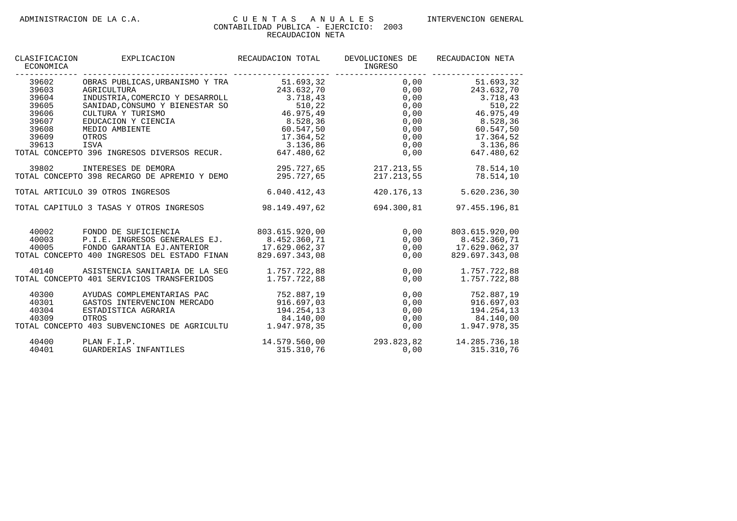ADMINISTRACION DE LA C.A. — CUENTAS ANUALES — INTERVENCION GENERAL

CONTABILIDAD PUBLICA - EJERCICIO: 2003

RECAUDACION NETA

| CLASIFICACION ECONOMICA | EXPLICACION | RECAUDACION TOTAL | DEVOLUCIONES DE INGRESO | RECAUDACION NETA |
|---|---|---|---|---|
| 39602 | OBRAS PUBLICAS,URBANISMO Y TRA | 51.693,32 | 0,00 | 51.693,32 |
| 39603 | AGRICULTURA | 243.632,70 | 0,00 | 243.632,70 |
| 39604 | INDUSTRIA,COMERCIO Y DESARROLL | 3.718,43 | 0,00 | 3.718,43 |
| 39605 | SANIDAD,CONSUMO Y BIENESTAR SO | 510,22 | 0,00 | 510,22 |
| 39606 | CULTURA Y TURISMO | 46.975,49 | 0,00 | 46.975,49 |
| 39607 | EDUCACION Y CIENCIA | 8.528,36 | 0,00 | 8.528,36 |
| 39608 | MEDIO AMBIENTE | 60.547,50 | 0,00 | 60.547,50 |
| 39609 | OTROS | 17.364,52 | 0,00 | 17.364,52 |
| 39613 | ISVA | 3.136,86 | 0,00 | 3.136,86 |
| TOTAL CONCEPTO 396 INGRESOS DIVERSOS RECUR. | | 647.480,62 | 0,00 | 647.480,62 |
| 39802 | INTERESES DE DEMORA | 295.727,65 | 217.213,55 | 78.514,10 |
| TOTAL CONCEPTO 398 RECARGO DE APREMIO Y DEMO | | 295.727,65 | 217.213,55 | 78.514,10 |
| TOTAL ARTICULO 39 OTROS INGRESOS | | 6.040.412,43 | 420.176,13 | 5.620.236,30 |
| TOTAL CAPITULO 3 TASAS Y OTROS INGRESOS | | 98.149.497,62 | 694.300,81 | 97.455.196,81 |
| 40002 | FONDO DE SUFICIENCIA | 803.615.920,00 | 0,00 | 803.615.920,00 |
| 40003 | P.I.E. INGRESOS GENERALES EJ. | 8.452.360,71 | 0,00 | 8.452.360,71 |
| 40005 | FONDO GARANTIA EJ.ANTERIOR | 17.629.062,37 | 0,00 | 17.629.062,37 |
| TOTAL CONCEPTO 400 INGRESOS DEL ESTADO FINAN | | 829.697.343,08 | 0,00 | 829.697.343,08 |
| 40140 | ASISTENCIA SANITARIA DE LA SEG | 1.757.722,88 | 0,00 | 1.757.722,88 |
| TOTAL CONCEPTO 401 SERVICIOS TRANSFERIDOS | | 1.757.722,88 | 0,00 | 1.757.722,88 |
| 40300 | AYUDAS COMPLEMENTARIAS PAC | 752.887,19 | 0,00 | 752.887,19 |
| 40301 | GASTOS INTERVENCION MERCADO | 916.697,03 | 0,00 | 916.697,03 |
| 40304 | ESTADISTICA AGRARIA | 194.254,13 | 0,00 | 194.254,13 |
| 40309 | OTROS | 84.140,00 | 0,00 | 84.140,00 |
| TOTAL CONCEPTO 403 SUBVENCIONES DE AGRICULTU | | 1.947.978,35 | 0,00 | 1.947.978,35 |
| 40400 | PLAN F.I.P. | 14.579.560,00 | 293.823,82 | 14.285.736,18 |
| 40401 | GUARDERIAS INFANTILES | 315.310,76 | 0,00 | 315.310,76 |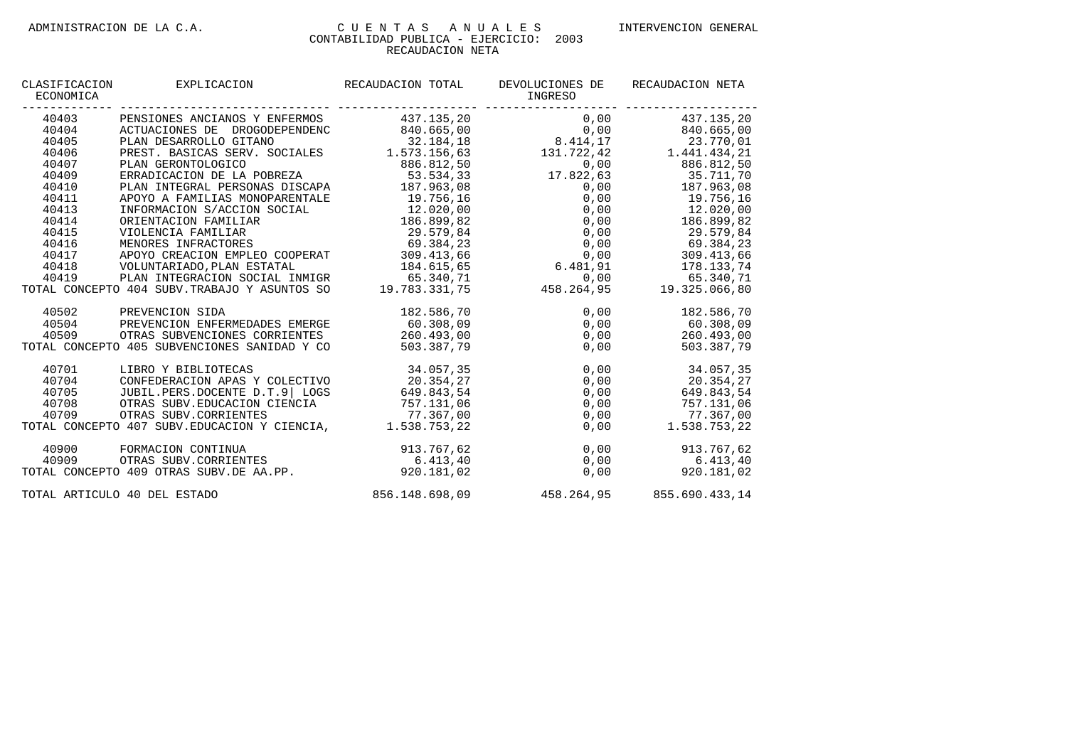ADMINISTRACION DE LA C.A.

# CUENTAS ANUALES

CONTABILIDAD PUBLICA - EJERCICIO: 2003

RECAUDACION NETA

INTERVENCION GENERAL

| CLASIFICACION ECONOMICA | EXPLICACION | RECAUDACION TOTAL | DEVOLUCIONES DE INGRESO | RECAUDACION NETA |
|---|---|---|---|---|
| 40403 | PENSIONES ANCIANOS Y ENFERMOS | 437.135,20 | 0,00 | 437.135,20 |
| 40404 | ACTUACIONES DE DROGODEPENDENC | 840.665,00 | 0,00 | 840.665,00 |
| 40405 | PLAN DESARROLLO GITANO | 32.184,18 | 8.414,17 | 23.770,01 |
| 40406 | PREST. BASICAS SERV. SOCIALES | 1.573.156,63 | 131.722,42 | 1.441.434,21 |
| 40407 | PLAN GERONTOLOGICO | 886.812,50 | 0,00 | 886.812,50 |
| 40409 | ERRADICACION DE LA POBREZA | 53.534,33 | 17.822,63 | 35.711,70 |
| 40410 | PLAN INTEGRAL PERSONAS DISCAPA | 187.963,08 | 0,00 | 187.963,08 |
| 40411 | APOYO A FAMILIAS MONOPARENTALE | 19.756,16 | 0,00 | 19.756,16 |
| 40413 | INFORMACION S/ACCION SOCIAL | 12.020,00 | 0,00 | 12.020,00 |
| 40414 | ORIENTACION FAMILIAR | 186.899,82 | 0,00 | 186.899,82 |
| 40415 | VIOLENCIA FAMILIAR | 29.579,84 | 0,00 | 29.579,84 |
| 40416 | MENORES INFRACTORES | 69.384,23 | 0,00 | 69.384,23 |
| 40417 | APOYO CREACION EMPLEO COOPERAT | 309.413,66 | 0,00 | 309.413,66 |
| 40418 | VOLUNTARIADO,PLAN ESTATAL | 184.615,65 | 6.481,91 | 178.133,74 |
| 40419 | PLAN INTEGRACION SOCIAL INMIGR | 65.340,71 | 0,00 | 65.340,71 |
| TOTAL CONCEPTO 404 SUBV.TRABAJO Y ASUNTOS SO | | 19.783.331,75 | 458.264,95 | 19.325.066,80 |
| 40502 | PREVENCION SIDA | 182.586,70 | 0,00 | 182.586,70 |
| 40504 | PREVENCION ENFERMEDADES EMERGE | 60.308,09 | 0,00 | 60.308,09 |
| 40509 | OTRAS SUBVENCIONES CORRIENTES | 260.493,00 | 0,00 | 260.493,00 |
| TOTAL CONCEPTO 405 SUBVENCIONES SANIDAD Y CO | | 503.387,79 | 0,00 | 503.387,79 |
| 40701 | LIBRO Y BIBLIOTECAS | 34.057,35 | 0,00 | 34.057,35 |
| 40704 | CONFEDERACION APAS Y COLECTIVO | 20.354,27 | 0,00 | 20.354,27 |
| 40705 | JUBIL.PERS.DOCENTE D.T.9\| LOGS | 649.843,54 | 0,00 | 649.843,54 |
| 40708 | OTRAS SUBV.EDUCACION CIENCIA | 757.131,06 | 0,00 | 757.131,06 |
| 40709 | OTRAS SUBV.CORRIENTES | 77.367,00 | 0,00 | 77.367,00 |
| TOTAL CONCEPTO 407 SUBV.EDUCACION Y CIENCIA, | | 1.538.753,22 | 0,00 | 1.538.753,22 |
| 40900 | FORMACION CONTINUA | 913.767,62 | 0,00 | 913.767,62 |
| 40909 | OTRAS SUBV.CORRIENTES | 6.413,40 | 0,00 | 6.413,40 |
| TOTAL CONCEPTO 409 OTRAS SUBV.DE AA.PP. | | 920.181,02 | 0,00 | 920.181,02 |
| TOTAL ARTICULO 40 DEL ESTADO | | 856.148.698,09 | 458.264,95 | 855.690.433,14 |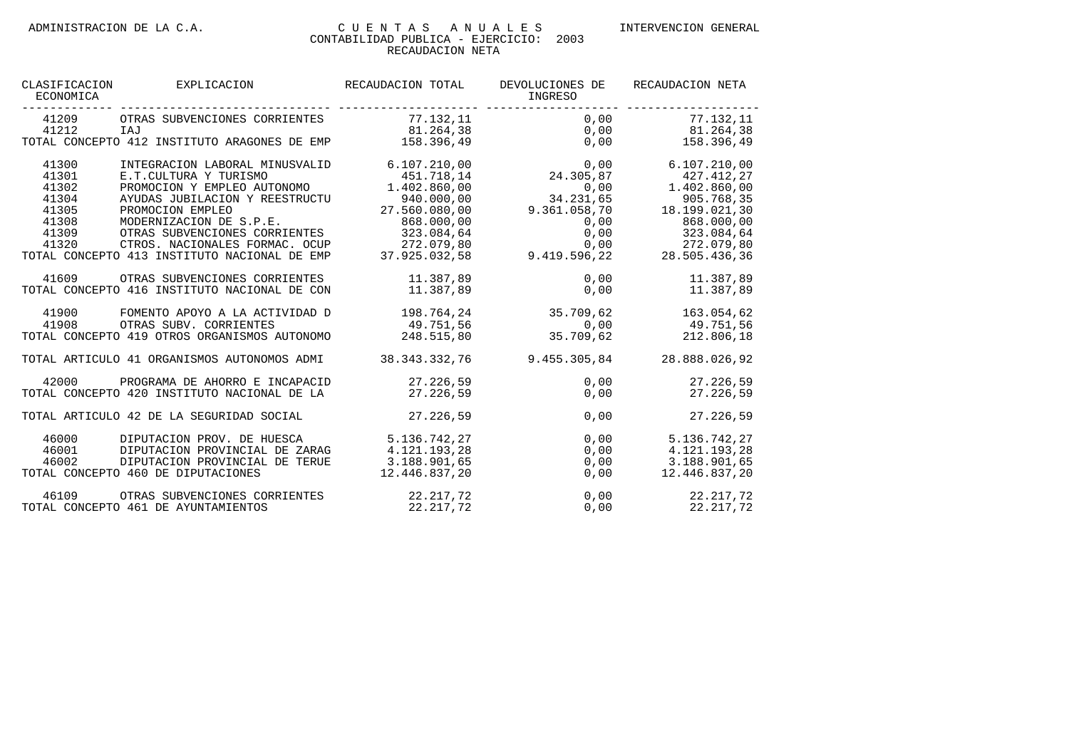| CLASIFICACION ECONOMICA | EXPLICACION | RECAUDACION TOTAL | DEVOLUCIONES DE INGRESO | RECAUDACION NETA |
|---|---|---|---|---|
| 41209 | OTRAS SUBVENCIONES CORRIENTES | 77.132,11 | 0,00 | 77.132,11 |
| 41212 | IAJ | 81.264,38 | 0,00 | 81.264,38 |
| TOTAL CONCEPTO 412 INSTITUTO ARAGONES DE EMP | | 158.396,49 | 0,00 | 158.396,49 |
| 41300 | INTEGRACION LABORAL MINUSVALID | 6.107.210,00 | 0,00 | 6.107.210,00 |
| 41301 | E.T.CULTURA Y TURISMO | 451.718,14 | 24.305,87 | 427.412,27 |
| 41302 | PROMOCION Y EMPLEO AUTONOMO | 1.402.860,00 | 0,00 | 1.402.860,00 |
| 41304 | AYUDAS JUBILACION Y REESTRUCTU | 940.000,00 | 34.231,65 | 905.768,35 |
| 41305 | PROMOCION EMPLEO | 27.560.080,00 | 9.361.058,70 | 18.199.021,30 |
| 41308 | MODERNIZACION DE S.P.E. | 868.000,00 | 0,00 | 868.000,00 |
| 41309 | OTRAS SUBVENCIONES CORRIENTES | 323.084,64 | 0,00 | 323.084,64 |
| 41320 | CTROS. NACIONALES FORMAC. OCUP | 272.079,80 | 0,00 | 272.079,80 |
| TOTAL CONCEPTO 413 INSTITUTO NACIONAL DE EMP | | 37.925.032,58 | 9.419.596,22 | 28.505.436,36 |
| 41609 | OTRAS SUBVENCIONES CORRIENTES | 11.387,89 | 0,00 | 11.387,89 |
| TOTAL CONCEPTO 416 INSTITUTO NACIONAL DE CON | | 11.387,89 | 0,00 | 11.387,89 |
| 41900 | FOMENTO APOYO A LA ACTIVIDAD D | 198.764,24 | 35.709,62 | 163.054,62 |
| 41908 | OTRAS SUBV. CORRIENTES | 49.751,56 | 0,00 | 49.751,56 |
| TOTAL CONCEPTO 419 OTROS ORGANISMOS AUTONOMO | | 248.515,80 | 35.709,62 | 212.806,18 |
| TOTAL ARTICULO 41 ORGANISMOS AUTONOMOS ADMI | | 38.343.332,76 | 9.455.305,84 | 28.888.026,92 |
| 42000 | PROGRAMA DE AHORRO E INCAPACID | 27.226,59 | 0,00 | 27.226,59 |
| TOTAL CONCEPTO 420 INSTITUTO NACIONAL DE LA | | 27.226,59 | 0,00 | 27.226,59 |
| TOTAL ARTICULO 42 DE LA SEGURIDAD SOCIAL | | 27.226,59 | 0,00 | 27.226,59 |
| 46000 | DIPUTACION PROV. DE HUESCA | 5.136.742,27 | 0,00 | 5.136.742,27 |
| 46001 | DIPUTACION PROVINCIAL DE ZARAG | 4.121.193,28 | 0,00 | 4.121.193,28 |
| 46002 | DIPUTACION PROVINCIAL DE TERUE | 3.188.901,65 | 0,00 | 3.188.901,65 |
| TOTAL CONCEPTO 460 DE DIPUTACIONES | | 12.446.837,20 | 0,00 | 12.446.837,20 |
| 46109 | OTRAS SUBVENCIONES CORRIENTES | 22.217,72 | 0,00 | 22.217,72 |
| TOTAL CONCEPTO 461 DE AYUNTAMIENTOS | | 22.217,72 | 0,00 | 22.217,72 |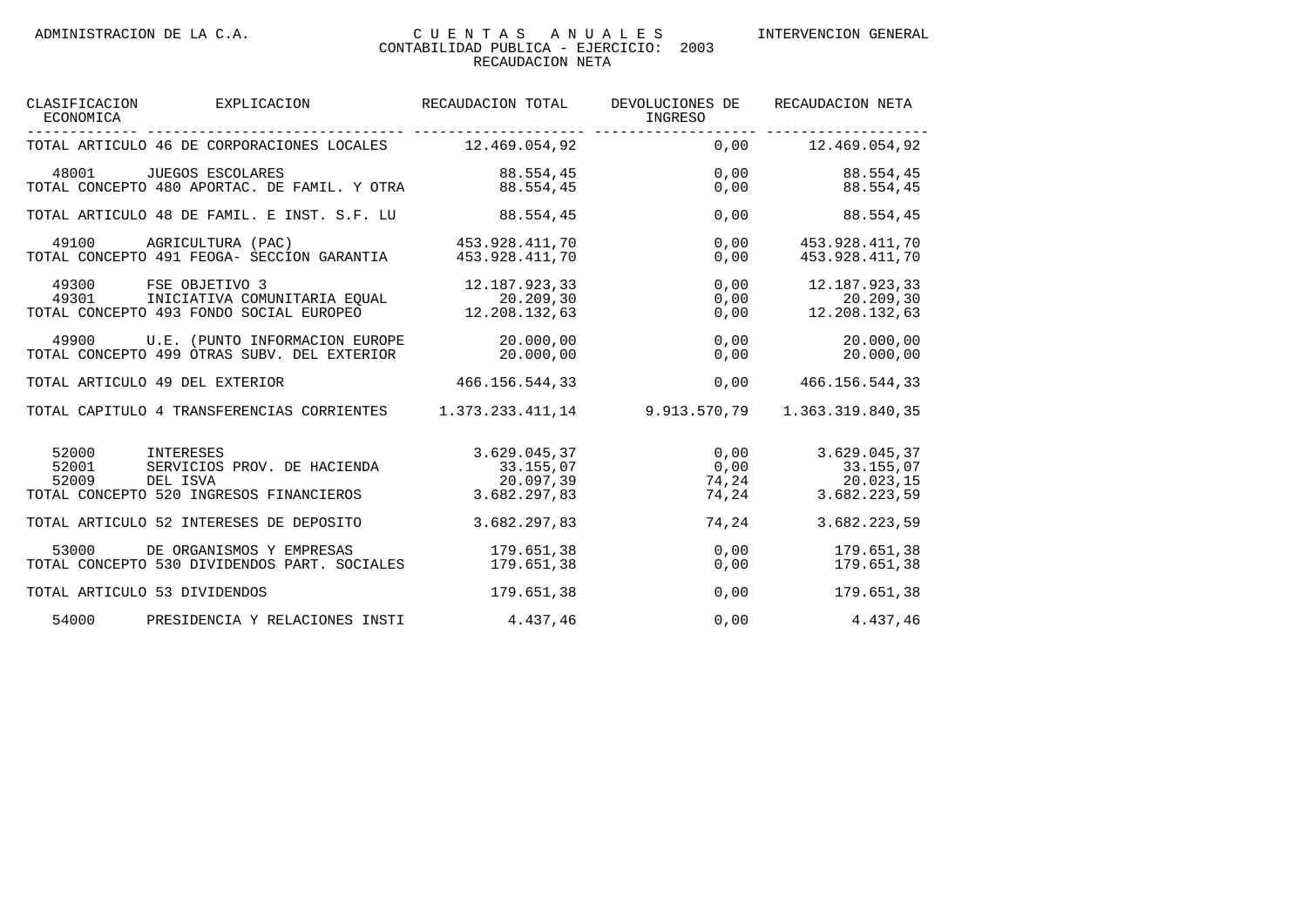| CLASIFICACION ECONOMICA | EXPLICACION | RECAUDACION TOTAL | DEVOLUCIONES DE INGRESO | RECAUDACION NETA |
|---|---|---|---|---|
| TOTAL ARTICULO 46 DE CORPORACIONES LOCALES | | 12.469.054,92 | 0,00 | 12.469.054,92 |
| 48001 | JUEGOS ESCOLARES | 88.554,45 | 0,00 | 88.554,45 |
| TOTAL CONCEPTO 480 APORTAC. DE FAMIL. Y OTRA | | 88.554,45 | 0,00 | 88.554,45 |
| TOTAL ARTICULO 48 DE FAMIL. E INST. S.F. LU | | 88.554,45 | 0,00 | 88.554,45 |
| 49100 | AGRICULTURA (PAC) | 453.928.411,70 | 0,00 | 453.928.411,70 |
| TOTAL CONCEPTO 491 FEOGA- SECCION GARANTIA | | 453.928.411,70 | 0,00 | 453.928.411,70 |
| 49300 | FSE OBJETIVO 3 | 12.187.923,33 | 0,00 | 12.187.923,33 |
| 49301 | INICIATIVA COMUNITARIA EQUAL | 20.209,30 | 0,00 | 20.209,30 |
| TOTAL CONCEPTO 493 FONDO SOCIAL EUROPEO | | 12.208.132,63 | 0,00 | 12.208.132,63 |
| 49900 | U.E. (PUNTO INFORMACION EUROPE | 20.000,00 | 0,00 | 20.000,00 |
| TOTAL CONCEPTO 499 OTRAS SUBV. DEL EXTERIOR | | 20.000,00 | 0,00 | 20.000,00 |
| TOTAL ARTICULO 49 DEL EXTERIOR | | 466.156.544,33 | 0,00 | 466.156.544,33 |
| TOTAL CAPITULO 4 TRANSFERENCIAS CORRIENTES | | 1.373.233.411,14 | 9.913.570,79 | 1.363.319.840,35 |
| 52000 | INTERESES | 3.629.045,37 | 0,00 | 3.629.045,37 |
| 52001 | SERVICIOS PROV. DE HACIENDA | 33.155,07 | 0,00 | 33.155,07 |
| 52009 | DEL ISVA | 20.097,39 | 74,24 | 20.023,15 |
| TOTAL CONCEPTO 520 INGRESOS FINANCIEROS | | 3.682.297,83 | 74,24 | 3.682.223,59 |
| TOTAL ARTICULO 52 INTERESES DE DEPOSITO | | 3.682.297,83 | 74,24 | 3.682.223,59 |
| 53000 | DE ORGANISMOS Y EMPRESAS | 179.651,38 | 0,00 | 179.651,38 |
| TOTAL CONCEPTO 530 DIVIDENDOS PART. SOCIALES | | 179.651,38 | 0,00 | 179.651,38 |
| TOTAL ARTICULO 53 DIVIDENDOS | | 179.651,38 | 0,00 | 179.651,38 |
| 54000 | PRESIDENCIA Y RELACIONES INSTI | 4.437,46 | 0,00 | 4.437,46 |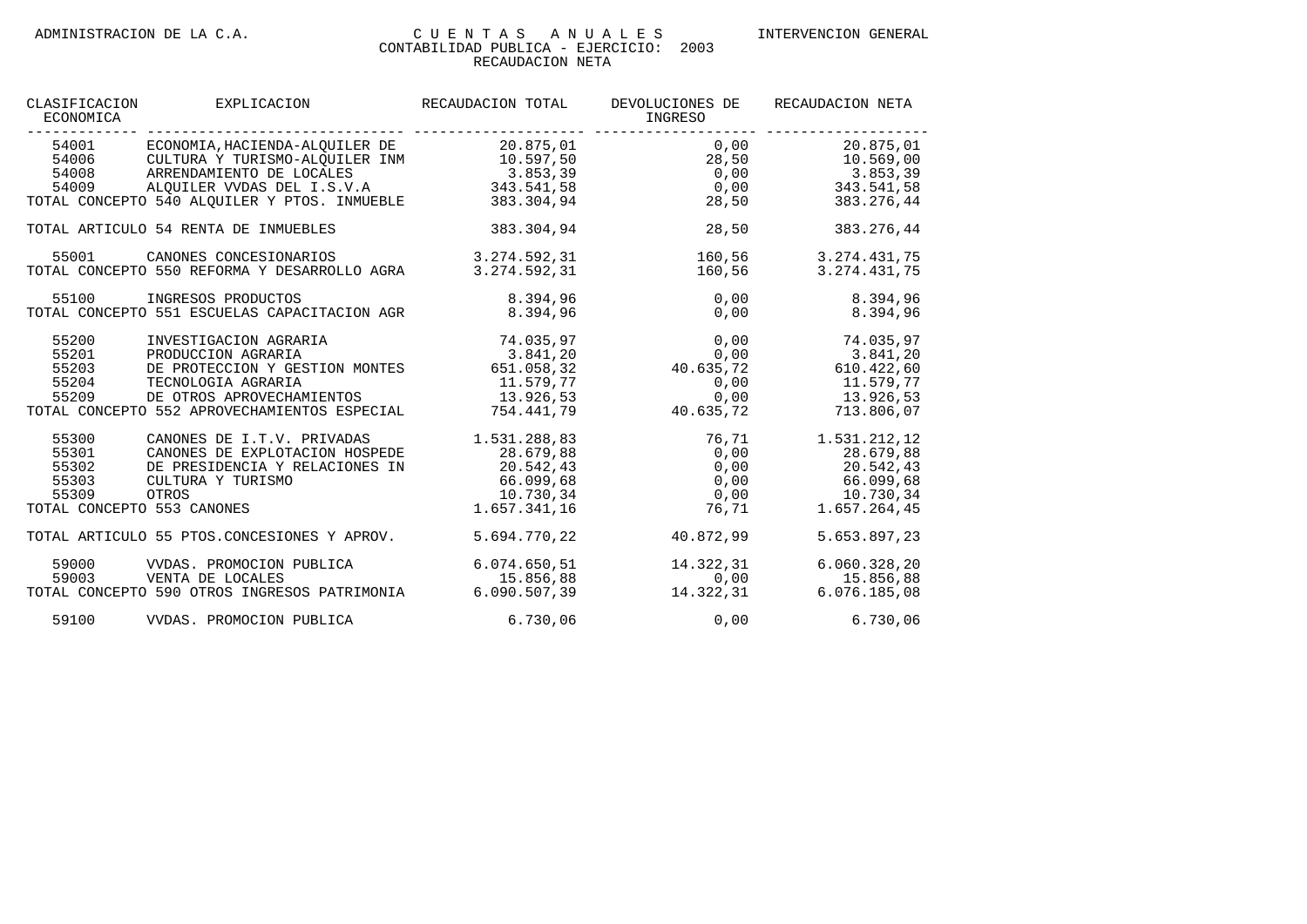ADMINISTRACION DE LA C.A.

# CUENTAS ANUALES

## CONTABILIDAD PUBLICA - EJERCICIO: 2003

## RECAUDACION NETA

INTERVENCION GENERAL

| CLASIFICACION ECONOMICA | EXPLICACION | RECAUDACION TOTAL | DEVOLUCIONES DE INGRESO | RECAUDACION NETA |
|---|---|---|---|---|
| 54001 | ECONOMIA,HACIENDA-ALQUILER DE | 20.875,01 | 0,00 | 20.875,01 |
| 54006 | CULTURA Y TURISMO-ALQUILER INM | 10.597,50 | 28,50 | 10.569,00 |
| 54008 | ARRENDAMIENTO DE LOCALES | 3.853,39 | 0,00 | 3.853,39 |
| 54009 | ALQUILER VVDAS DEL I.S.V.A | 343.541,58 | 0,00 | 343.541,58 |
| TOTAL CONCEPTO 540 ALQUILER Y PTOS. INMUEBLE | | 383.304,94 | 28,50 | 383.276,44 |
| TOTAL ARTICULO 54 RENTA DE INMUEBLES | | 383.304,94 | 28,50 | 383.276,44 |
| 55001 | CANONES CONCESIONARIOS | 3.274.592,31 | 160,56 | 3.274.431,75 |
| TOTAL CONCEPTO 550 REFORMA Y DESARROLLO AGRA | | 3.274.592,31 | 160,56 | 3.274.431,75 |
| 55100 | INGRESOS PRODUCTOS | 8.394,96 | 0,00 | 8.394,96 |
| TOTAL CONCEPTO 551 ESCUELAS CAPACITACION AGR | | 8.394,96 | 0,00 | 8.394,96 |
| 55200 | INVESTIGACION AGRARIA | 74.035,97 | 0,00 | 74.035,97 |
| 55201 | PRODUCCION AGRARIA | 3.841,20 | 0,00 | 3.841,20 |
| 55203 | DE PROTECCION Y GESTION MONTES | 651.058,32 | 40.635,72 | 610.422,60 |
| 55204 | TECNOLOGIA AGRARIA | 11.579,77 | 0,00 | 11.579,77 |
| 55209 | DE OTROS APROVECHAMIENTOS | 13.926,53 | 0,00 | 13.926,53 |
| TOTAL CONCEPTO 552 APROVECHAMIENTOS ESPECIAL | | 754.441,79 | 40.635,72 | 713.806,07 |
| 55300 | CANONES DE I.T.V. PRIVADAS | 1.531.288,83 | 76,71 | 1.531.212,12 |
| 55301 | CANONES DE EXPLOTACION HOSPEDE | 28.679,88 | 0,00 | 28.679,88 |
| 55302 | DE PRESIDENCIA Y RELACIONES IN | 20.542,43 | 0,00 | 20.542,43 |
| 55303 | CULTURA Y TURISMO | 66.099,68 | 0,00 | 66.099,68 |
| 55309 | OTROS | 10.730,34 | 0,00 | 10.730,34 |
| TOTAL CONCEPTO 553 CANONES | | 1.657.341,16 | 76,71 | 1.657.264,45 |
| TOTAL ARTICULO 55 PTOS.CONCESIONES Y APROV. | | 5.694.770,22 | 40.872,99 | 5.653.897,23 |
| 59000 | VVDAS. PROMOCION PUBLICA | 6.074.650,51 | 14.322,31 | 6.060.328,20 |
| 59003 | VENTA DE LOCALES | 15.856,88 | 0,00 | 15.856,88 |
| TOTAL CONCEPTO 590 OTROS INGRESOS PATRIMONIA | | 6.090.507,39 | 14.322,31 | 6.076.185,08 |
| 59100 | VVDAS. PROMOCION PUBLICA | 6.730,06 | 0,00 | 6.730,06 |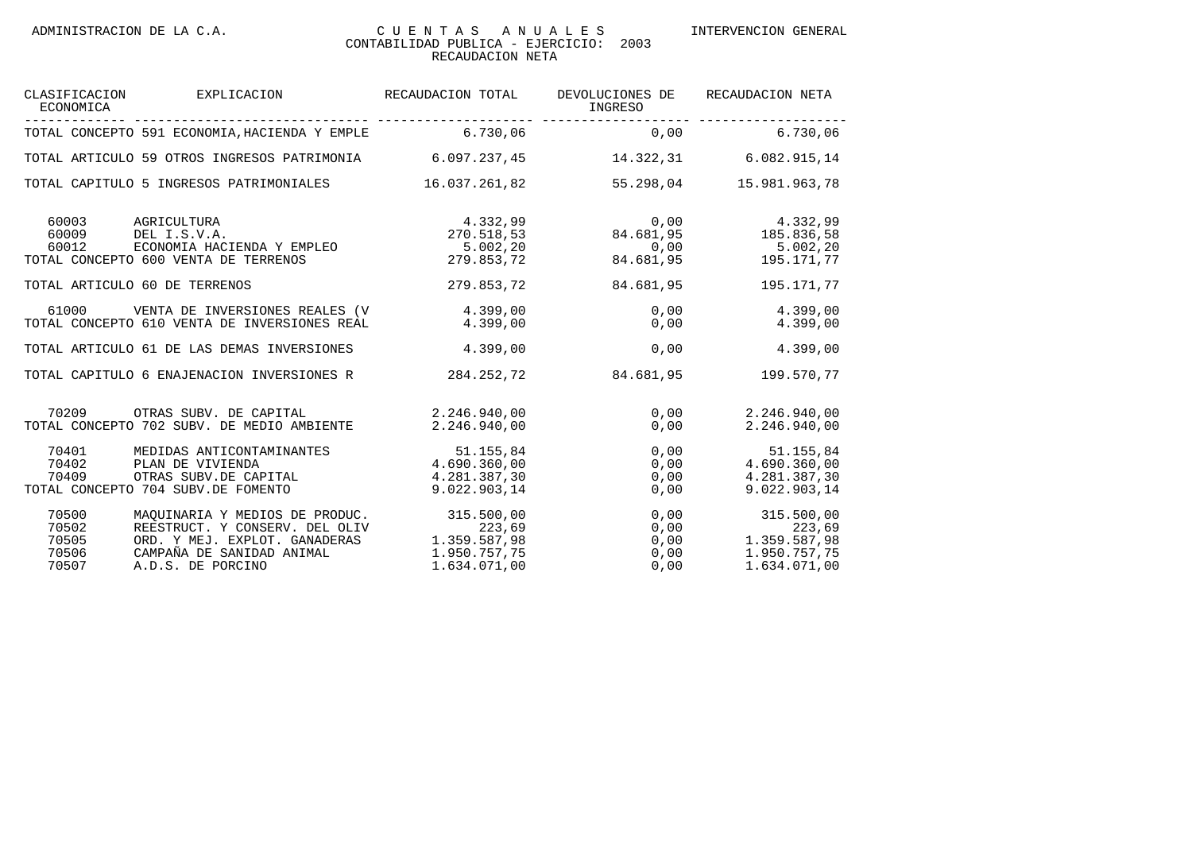| CLASIFICACION ECONOMICA | EXPLICACION | RECAUDACION TOTAL | DEVOLUCIONES DE INGRESO | RECAUDACION NETA |
|---|---|---|---|---|
| TOTAL CONCEPTO 591 ECONOMIA,HACIENDA Y EMPLE | | 6.730,06 | 0,00 | 6.730,06 |
| TOTAL ARTICULO 59 OTROS INGRESOS PATRIMONIA | | 6.097.237,45 | 14.322,31 | 6.082.915,14 |
| TOTAL CAPITULO 5 INGRESOS PATRIMONIALES | | 16.037.261,82 | 55.298,04 | 15.981.963,78 |
| 60003 | AGRICULTURA | 4.332,99 | 0,00 | 4.332,99 |
| 60009 | DEL I.S.V.A. | 270.518,53 | 84.681,95 | 185.836,58 |
| 60012 | ECONOMIA HACIENDA Y EMPLEO | 5.002,20 | 0,00 | 5.002,20 |
| TOTAL CONCEPTO 600 VENTA DE TERRENOS | | 279.853,72 | 84.681,95 | 195.171,77 |
| TOTAL ARTICULO 60 DE TERRENOS | | 279.853,72 | 84.681,95 | 195.171,77 |
| 61000 | VENTA DE INVERSIONES REALES (V | 4.399,00 | 0,00 | 4.399,00 |
| TOTAL CONCEPTO 610 VENTA DE INVERSIONES REAL | | 4.399,00 | 0,00 | 4.399,00 |
| TOTAL ARTICULO 61 DE LAS DEMAS INVERSIONES | | 4.399,00 | 0,00 | 4.399,00 |
| TOTAL CAPITULO 6 ENAJENACION INVERSIONES R | | 284.252,72 | 84.681,95 | 199.570,77 |
| 70209 | OTRAS SUBV. DE CAPITAL | 2.246.940,00 | 0,00 | 2.246.940,00 |
| TOTAL CONCEPTO 702 SUBV. DE MEDIO AMBIENTE | | 2.246.940,00 | 0,00 | 2.246.940,00 |
| 70401 | MEDIDAS ANTICONTAMINANTES | 51.155,84 | 0,00 | 51.155,84 |
| 70402 | PLAN DE VIVIENDA | 4.690.360,00 | 0,00 | 4.690.360,00 |
| 70409 | OTRAS SUBV.DE CAPITAL | 4.281.387,30 | 0,00 | 4.281.387,30 |
| TOTAL CONCEPTO 704 SUBV.DE FOMENTO | | 9.022.903,14 | 0,00 | 9.022.903,14 |
| 70500 | MAQUINARIA Y MEDIOS DE PRODUC. | 315.500,00 | 0,00 | 315.500,00 |
| 70502 | REESTRUCT. Y CONSERV. DEL OLIV | 223,69 | 0,00 | 223,69 |
| 70505 | ORD. Y MEJ. EXPLOT. GANADERAS | 1.359.587,98 | 0,00 | 1.359.587,98 |
| 70506 | CAMPAÑA DE SANIDAD ANIMAL | 1.950.757,75 | 0,00 | 1.950.757,75 |
| 70507 | A.D.S. DE PORCINO | 1.634.071,00 | 0,00 | 1.634.071,00 |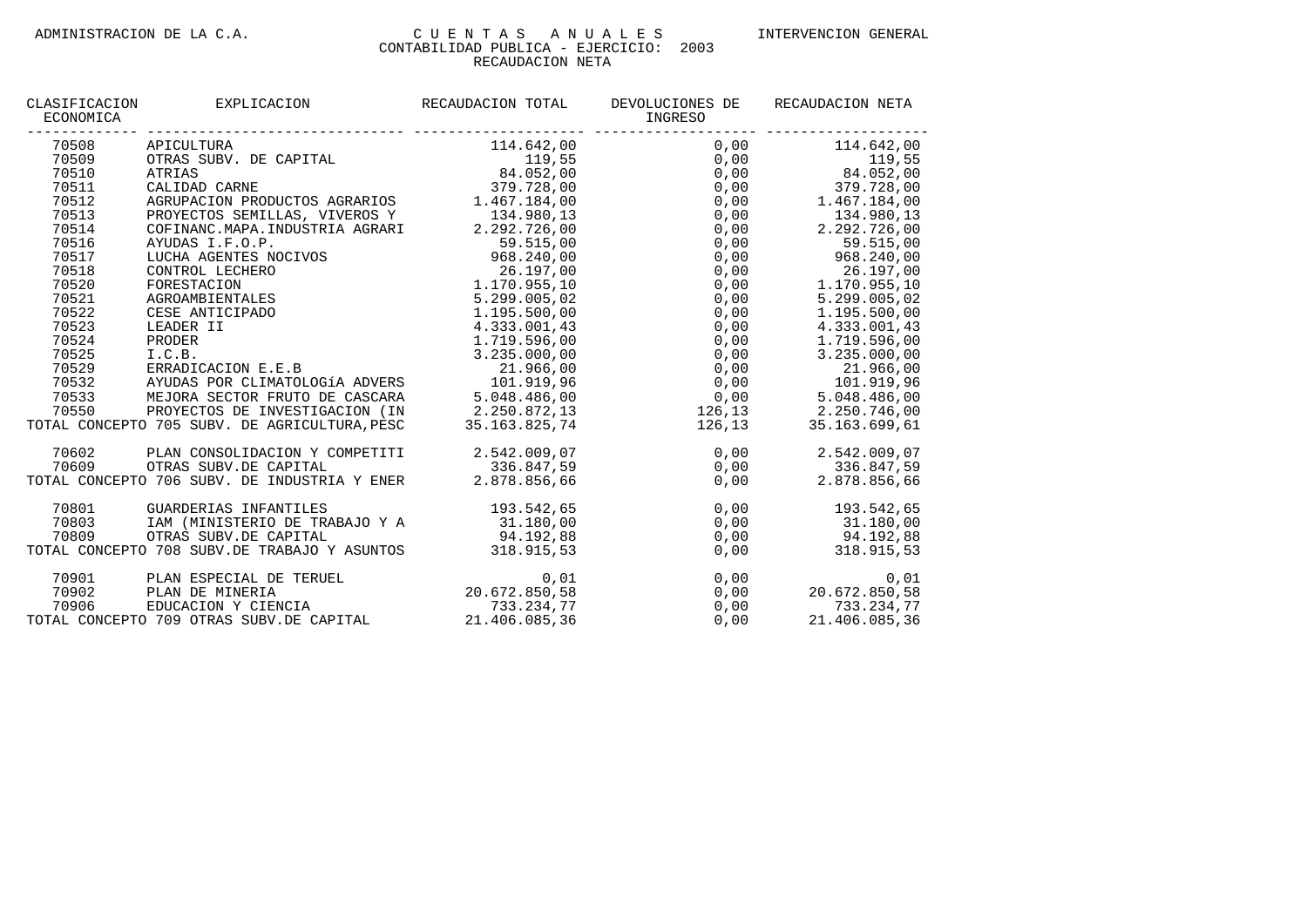ADMINISTRACION DE LA C.A.

# C U E N T A S   A N U A L E S

INTERVENCION GENERAL

CONTABILIDAD PUBLICA - EJERCICIO: 2003

RECAUDACION NETA

| CLASIFICACION ECONOMICA | EXPLICACION | RECAUDACION TOTAL | DEVOLUCIONES DE INGRESO | RECAUDACION NETA |
|---|---|---|---|---|
| 70508 | APICULTURA | 114.642,00 | 0,00 | 114.642,00 |
| 70509 | OTRAS SUBV. DE CAPITAL | 119,55 | 0,00 | 119,55 |
| 70510 | ATRIAS | 84.052,00 | 0,00 | 84.052,00 |
| 70511 | CALIDAD CARNE | 379.728,00 | 0,00 | 379.728,00 |
| 70512 | AGRUPACION PRODUCTOS AGRARIOS | 1.467.184,00 | 0,00 | 1.467.184,00 |
| 70513 | PROYECTOS SEMILLAS, VIVEROS Y | 134.980,13 | 0,00 | 134.980,13 |
| 70514 | COFINANC.MAPA.INDUSTRIA AGRARI | 2.292.726,00 | 0,00 | 2.292.726,00 |
| 70516 | AYUDAS I.F.O.P. | 59.515,00 | 0,00 | 59.515,00 |
| 70517 | LUCHA AGENTES NOCIVOS | 968.240,00 | 0,00 | 968.240,00 |
| 70518 | CONTROL LECHERO | 26.197,00 | 0,00 | 26.197,00 |
| 70520 | FORESTACION | 1.170.955,10 | 0,00 | 1.170.955,10 |
| 70521 | AGROAMBIENTALES | 5.299.005,02 | 0,00 | 5.299.005,02 |
| 70522 | CESE ANTICIPADO | 1.195.500,00 | 0,00 | 1.195.500,00 |
| 70523 | LEADER II | 4.333.001,43 | 0,00 | 4.333.001,43 |
| 70524 | PRODER | 1.719.596,00 | 0,00 | 1.719.596,00 |
| 70525 | I.C.B. | 3.235.000,00 | 0,00 | 3.235.000,00 |
| 70529 | ERRADICACION E.E.B | 21.966,00 | 0,00 | 21.966,00 |
| 70532 | AYUDAS POR CLIMATOLOGíA ADVERS | 101.919,96 | 0,00 | 101.919,96 |
| 70533 | MEJORA SECTOR FRUTO DE CASCARA | 5.048.486,00 | 0,00 | 5.048.486,00 |
| 70550 | PROYECTOS DE INVESTIGACION (IN | 2.250.872,13 | 126,13 | 2.250.746,00 |
| TOTAL CONCEPTO 705 SUBV. DE AGRICULTURA,PESC | | 35.163.825,74 | 126,13 | 35.163.699,61 |
| 70602 | PLAN CONSOLIDACION Y COMPETITI | 2.542.009,07 | 0,00 | 2.542.009,07 |
| 70609 | OTRAS SUBV.DE CAPITAL | 336.847,59 | 0,00 | 336.847,59 |
| TOTAL CONCEPTO 706 SUBV. DE INDUSTRIA Y ENER | | 2.878.856,66 | 0,00 | 2.878.856,66 |
| 70801 | GUARDERIAS INFANTILES | 193.542,65 | 0,00 | 193.542,65 |
| 70803 | IAM (MINISTERIO DE TRABAJO Y A | 31.180,00 | 0,00 | 31.180,00 |
| 70809 | OTRAS SUBV.DE CAPITAL | 94.192,88 | 0,00 | 94.192,88 |
| TOTAL CONCEPTO 708 SUBV.DE TRABAJO Y ASUNTOS | | 318.915,53 | 0,00 | 318.915,53 |
| 70901 | PLAN ESPECIAL DE TERUEL | 0,01 | 0,00 | 0,01 |
| 70902 | PLAN DE MINERIA | 20.672.850,58 | 0,00 | 20.672.850,58 |
| 70906 | EDUCACION Y CIENCIA | 733.234,77 | 0,00 | 733.234,77 |
| TOTAL CONCEPTO 709 OTRAS SUBV.DE CAPITAL | | 21.406.085,36 | 0,00 | 21.406.085,36 |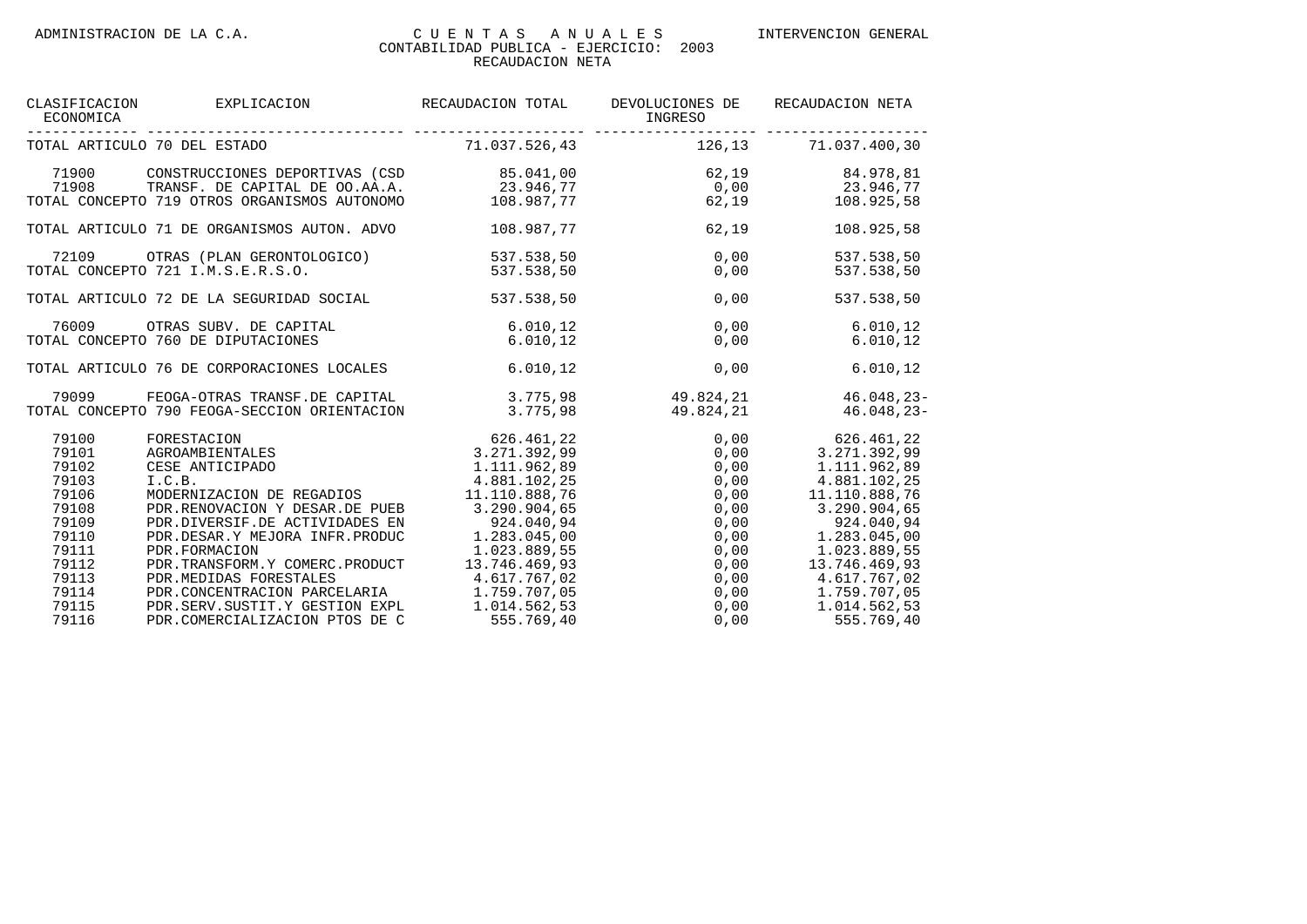| CLASIFICACION ECONOMICA | EXPLICACION | RECAUDACION TOTAL | DEVOLUCIONES DE INGRESO | RECAUDACION NETA |
|---|---|---|---|---|
| TOTAL ARTICULO 70 DEL ESTADO | | 71.037.526,43 | 126,13 | 71.037.400,30 |
| 71900 | CONSTRUCCIONES DEPORTIVAS (CSD | 85.041,00 | 62,19 | 84.978,81 |
| 71908 | TRANSF. DE CAPITAL DE OO.AA.A. | 23.946,77 | 0,00 | 23.946,77 |
| TOTAL CONCEPTO 719 OTROS ORGANISMOS AUTONOMO | | 108.987,77 | 62,19 | 108.925,58 |
| TOTAL ARTICULO 71 DE ORGANISMOS AUTON. ADVO | | 108.987,77 | 62,19 | 108.925,58 |
| 72109 | OTRAS (PLAN GERONTOLOGICO) | 537.538,50 | 0,00 | 537.538,50 |
| TOTAL CONCEPTO 721 I.M.S.E.R.S.O. | | 537.538,50 | 0,00 | 537.538,50 |
| TOTAL ARTICULO 72 DE LA SEGURIDAD SOCIAL | | 537.538,50 | 0,00 | 537.538,50 |
| 76009 | OTRAS SUBV. DE CAPITAL | 6.010,12 | 0,00 | 6.010,12 |
| TOTAL CONCEPTO 760 DE DIPUTACIONES | | 6.010,12 | 0,00 | 6.010,12 |
| TOTAL ARTICULO 76 DE CORPORACIONES LOCALES | | 6.010,12 | 0,00 | 6.010,12 |
| 79099 | FEOGA-OTRAS TRANSF.DE CAPITAL | 3.775,98 | 49.824,21 | 46.048,23- |
| TOTAL CONCEPTO 790 FEOGA-SECCION ORIENTACION | | 3.775,98 | 49.824,21 | 46.048,23- |
| 79100 | FORESTACION | 626.461,22 | 0,00 | 626.461,22 |
| 79101 | AGROAMBIENTALES | 3.271.392,99 | 0,00 | 3.271.392,99 |
| 79102 | CESE ANTICIPADO | 1.111.962,89 | 0,00 | 1.111.962,89 |
| 79103 | I.C.B. | 4.881.102,25 | 0,00 | 4.881.102,25 |
| 79106 | MODERNIZACION DE REGADIOS | 11.110.888,76 | 0,00 | 11.110.888,76 |
| 79108 | PDR.RENOVACION Y DESAR.DE PUEB | 3.290.904,65 | 0,00 | 3.290.904,65 |
| 79109 | PDR.DIVERSIF.DE ACTIVIDADES EN | 924.040,94 | 0,00 | 924.040,94 |
| 79110 | PDR.DESAR.Y MEJORA INFR.PRODUC | 1.283.045,00 | 0,00 | 1.283.045,00 |
| 79111 | PDR.FORMACION | 1.023.889,55 | 0,00 | 1.023.889,55 |
| 79112 | PDR.TRANSFORM.Y COMERC.PRODUCT | 13.746.469,93 | 0,00 | 13.746.469,93 |
| 79113 | PDR.MEDIDAS FORESTALES | 4.617.767,02 | 0,00 | 4.617.767,02 |
| 79114 | PDR.CONCENTRACION PARCELARIA | 1.759.707,05 | 0,00 | 1.759.707,05 |
| 79115 | PDR.SERV.SUSTIT.Y GESTION EXPL | 1.014.562,53 | 0,00 | 1.014.562,53 |
| 79116 | PDR.COMERCIALIZACION PTOS DE C | 555.769,40 | 0,00 | 555.769,40 |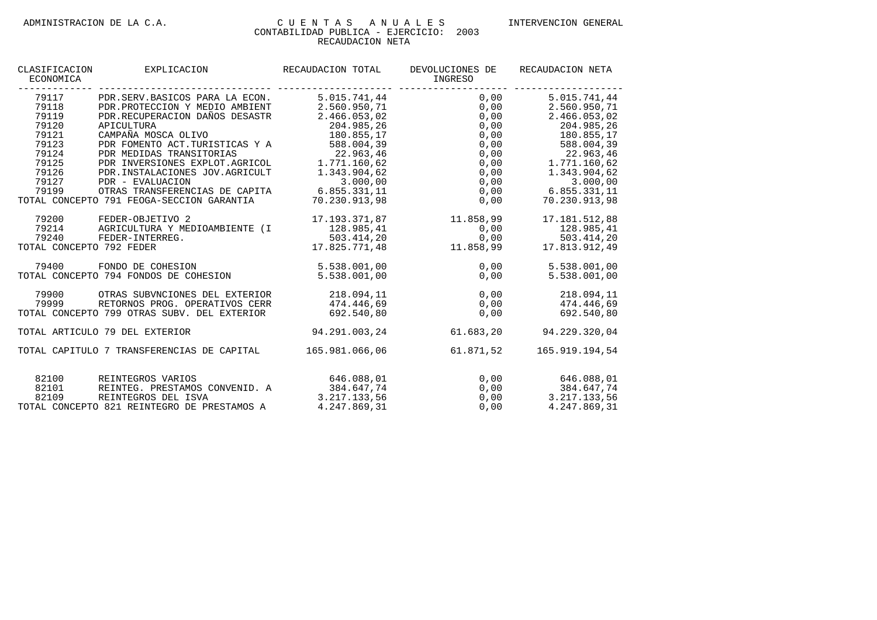ADMINISTRACION DE LA C.A. — CUENTAS ANUALES — INTERVENCION GENERAL

CONTABILIDAD PUBLICA - EJERCICIO: 2003

RECAUDACION NETA

| CLASIFICACION ECONOMICA | EXPLICACION | RECAUDACION TOTAL | DEVOLUCIONES DE INGRESO | RECAUDACION NETA |
|---|---|---|---|---|
| 79117 | PDR.SERV.BASICOS PARA LA ECON. | 5.015.741,44 | 0,00 | 5.015.741,44 |
| 79118 | PDR.PROTECCION Y MEDIO AMBIENT | 2.560.950,71 | 0,00 | 2.560.950,71 |
| 79119 | PDR.RECUPERACION DAÑOS DESASTR | 2.466.053,02 | 0,00 | 2.466.053,02 |
| 79120 | APICULTURA | 204.985,26 | 0,00 | 204.985,26 |
| 79121 | CAMPAÑA MOSCA OLIVO | 180.855,17 | 0,00 | 180.855,17 |
| 79123 | PDR FOMENTO ACT.TURISTICAS Y A | 588.004,39 | 0,00 | 588.004,39 |
| 79124 | PDR MEDIDAS TRANSITORIAS | 22.963,46 | 0,00 | 22.963,46 |
| 79125 | PDR INVERSIONES EXPLOT.AGRICOL | 1.771.160,62 | 0,00 | 1.771.160,62 |
| 79126 | PDR.INSTALACIONES JOV.AGRICULT | 1.343.904,62 | 0,00 | 1.343.904,62 |
| 79127 | PDR - EVALUACION | 3.000,00 | 0,00 | 3.000,00 |
| 79199 | OTRAS TRANSFERENCIAS DE CAPITA | 6.855.331,11 | 0,00 | 6.855.331,11 |
| TOTAL CONCEPTO 791 FEOGA-SECCION GARANTIA | | 70.230.913,98 | 0,00 | 70.230.913,98 |
| 79200 | FEDER-OBJETIVO 2 | 17.193.371,87 | 11.858,99 | 17.181.512,88 |
| 79214 | AGRICULTURA Y MEDIOAMBIENTE (I | 128.985,41 | 0,00 | 128.985,41 |
| 79240 | FEDER-INTERREG. | 503.414,20 | 0,00 | 503.414,20 |
| TOTAL CONCEPTO 792 FEDER | | 17.825.771,48 | 11.858,99 | 17.813.912,49 |
| 79400 | FONDO DE COHESION | 5.538.001,00 | 0,00 | 5.538.001,00 |
| TOTAL CONCEPTO 794 FONDOS DE COHESION | | 5.538.001,00 | 0,00 | 5.538.001,00 |
| 79900 | OTRAS SUBVNCIONES DEL EXTERIOR | 218.094,11 | 0,00 | 218.094,11 |
| 79999 | RETORNOS PROG. OPERATIVOS CERR | 474.446,69 | 0,00 | 474.446,69 |
| TOTAL CONCEPTO 799 OTRAS SUBV. DEL EXTERIOR | | 692.540,80 | 0,00 | 692.540,80 |
| TOTAL ARTICULO 79 DEL EXTERIOR | | 94.291.003,24 | 61.683,20 | 94.229.320,04 |
| TOTAL CAPITULO 7 TRANSFERENCIAS DE CAPITAL | | 165.981.066,06 | 61.871,52 | 165.919.194,54 |
| 82100 | REINTEGROS VARIOS | 646.088,01 | 0,00 | 646.088,01 |
| 82101 | REINTEG. PRESTAMOS CONVENID. A | 384.647,74 | 0,00 | 384.647,74 |
| 82109 | REINTEGROS DEL ISVA | 3.217.133,56 | 0,00 | 3.217.133,56 |
| TOTAL CONCEPTO 821 REINTEGRO DE PRESTAMOS A | | 4.247.869,31 | 0,00 | 4.247.869,31 |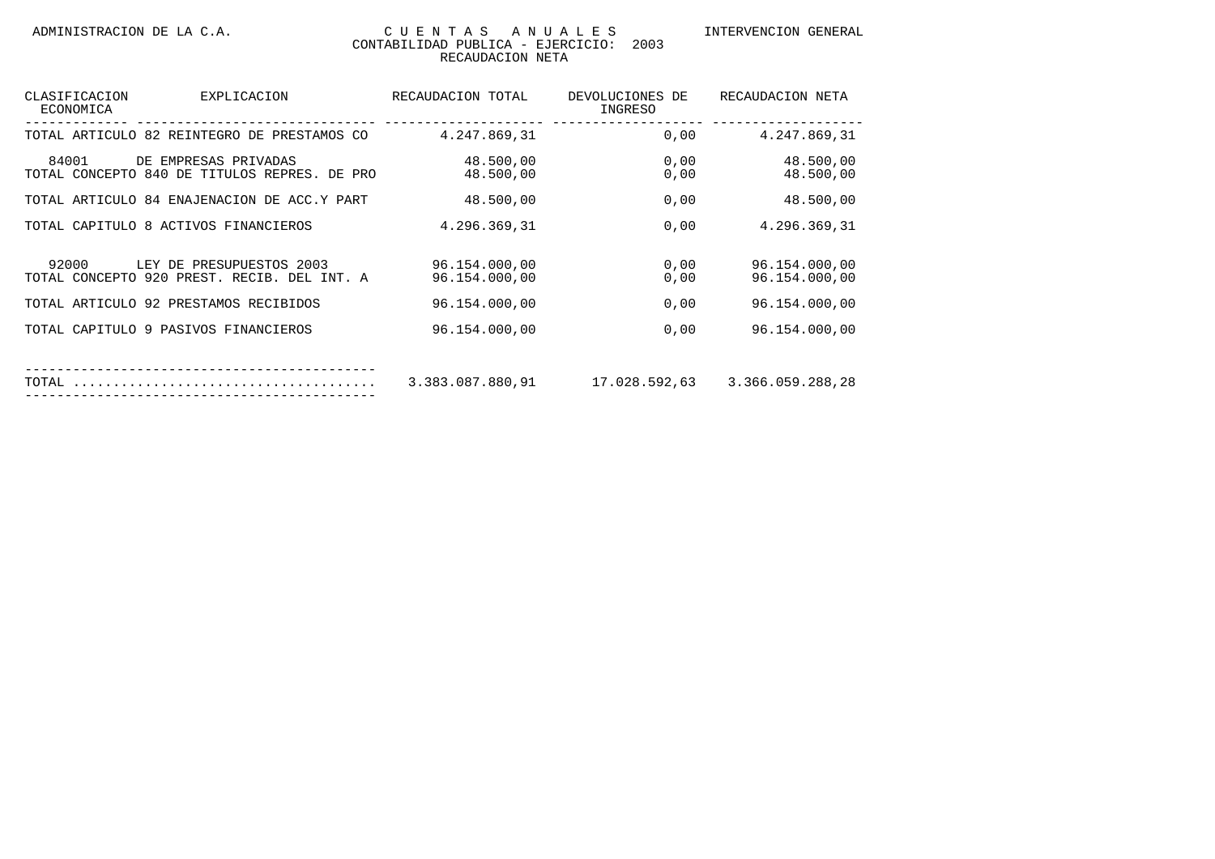ADMINISTRACION DE LA C.A. — CUENTAS ANUALES — INTERVENCION GENERAL

CONTABILIDAD PUBLICA - EJERCICIO: 2003

RECAUDACION NETA

| CLASIFICACION ECONOMICA | EXPLICACION | RECAUDACION TOTAL | DEVOLUCIONES DE INGRESO | RECAUDACION NETA |
|---|---|---|---|---|
| TOTAL ARTICULO 82 | REINTEGRO DE PRESTAMOS CO | 4.247.869,31 | 0,00 | 4.247.869,31 |
| 84001 | DE EMPRESAS PRIVADAS | 48.500,00 | 0,00 | 48.500,00 |
| TOTAL CONCEPTO 840 | DE TITULOS REPRES. DE PRO | 48.500,00 | 0,00 | 48.500,00 |
| TOTAL ARTICULO 84 | ENAJENACION DE ACC.Y PART | 48.500,00 | 0,00 | 48.500,00 |
| TOTAL CAPITULO 8 | ACTIVOS FINANCIEROS | 4.296.369,31 | 0,00 | 4.296.369,31 |
| 92000 | LEY DE PRESUPUESTOS 2003 | 96.154.000,00 | 0,00 | 96.154.000,00 |
| TOTAL CONCEPTO 920 | PREST. RECIB. DEL INT. A | 96.154.000,00 | 0,00 | 96.154.000,00 |
| TOTAL ARTICULO 92 | PRESTAMOS RECIBIDOS | 96.154.000,00 | 0,00 | 96.154.000,00 |
| TOTAL CAPITULO 9 | PASIVOS FINANCIEROS | 96.154.000,00 | 0,00 | 96.154.000,00 |
| TOTAL ...................................... | | 3.383.087.880,91 | 17.028.592,63 | 3.366.059.288,28 |